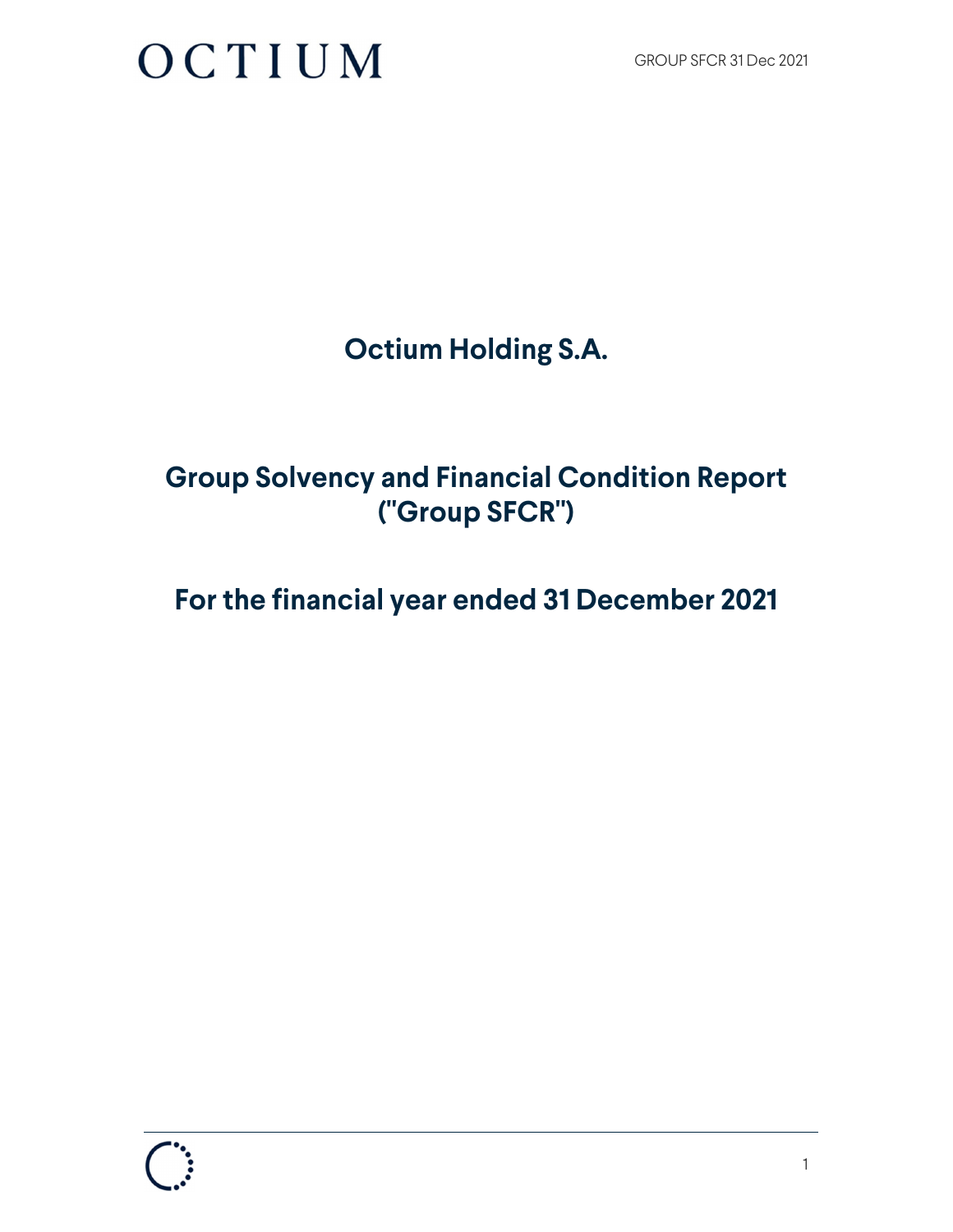# Octium Holding S.A.

## Group Solvency and Financial Condition Report ("Group SFCR")

## For the financial year ended 31 December 2021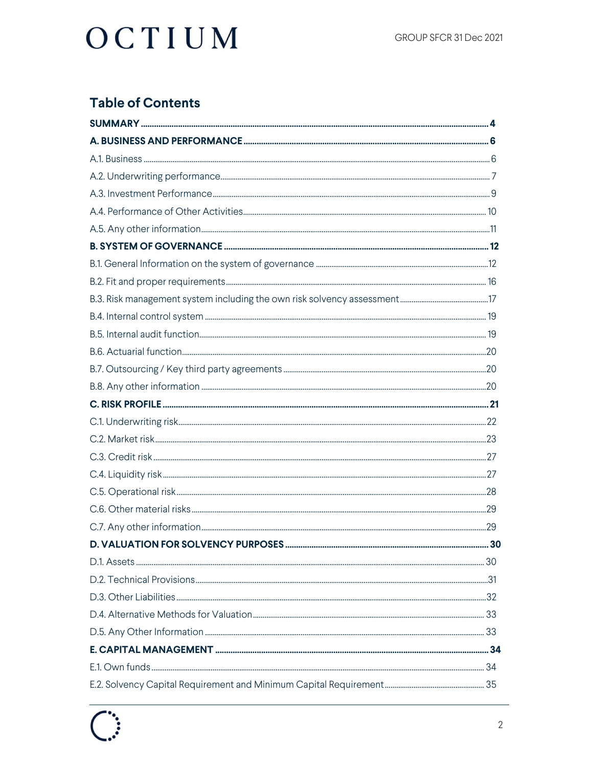## Table of Contents

**SUMMARY** ..... **4**

**A. BUSINESS AND PERFORMANCE** ..... **6**

A.1. Business ..... 6

A.2. Underwriting performance ..... 7

A.3. Investment Performance ..... 9

A.4. Performance of Other Activities ..... 10

A.5. Any other information ..... 11

**B. SYSTEM OF GOVERNANCE** ..... **12**

B.1. General Information on the system of governance ..... 12

B.2. Fit and proper requirements ..... 16

B.3. Risk management system including the own risk solvency assessment ..... 17

B.4. Internal control system ..... 19

B.5. Internal audit function ..... 19

B.6. Actuarial function ..... 20

B.7. Outsourcing / Key third party agreements ..... 20

B.8. Any other information ..... 20

**C. RISK PROFILE** ..... **21**

C.1. Underwriting risk ..... 22

C.2. Market risk ..... 23

C.3. Credit risk ..... 27

C.4. Liquidity risk ..... 27

C.5. Operational risk ..... 28

C.6. Other material risks ..... 29

C.7. Any other information ..... 29

**D. VALUATION FOR SOLVENCY PURPOSES** ..... **30**

D.1. Assets ..... 30

D.2. Technical Provisions ..... 31

D.3. Other Liabilities ..... 32

D.4. Alternative Methods for Valuation ..... 33

D.5. Any Other Information ..... 33

**E. CAPITAL MANAGEMENT** ..... **34**

E.1. Own funds ..... 34

E.2. Solvency Capital Requirement and Minimum Capital Requirement ..... 35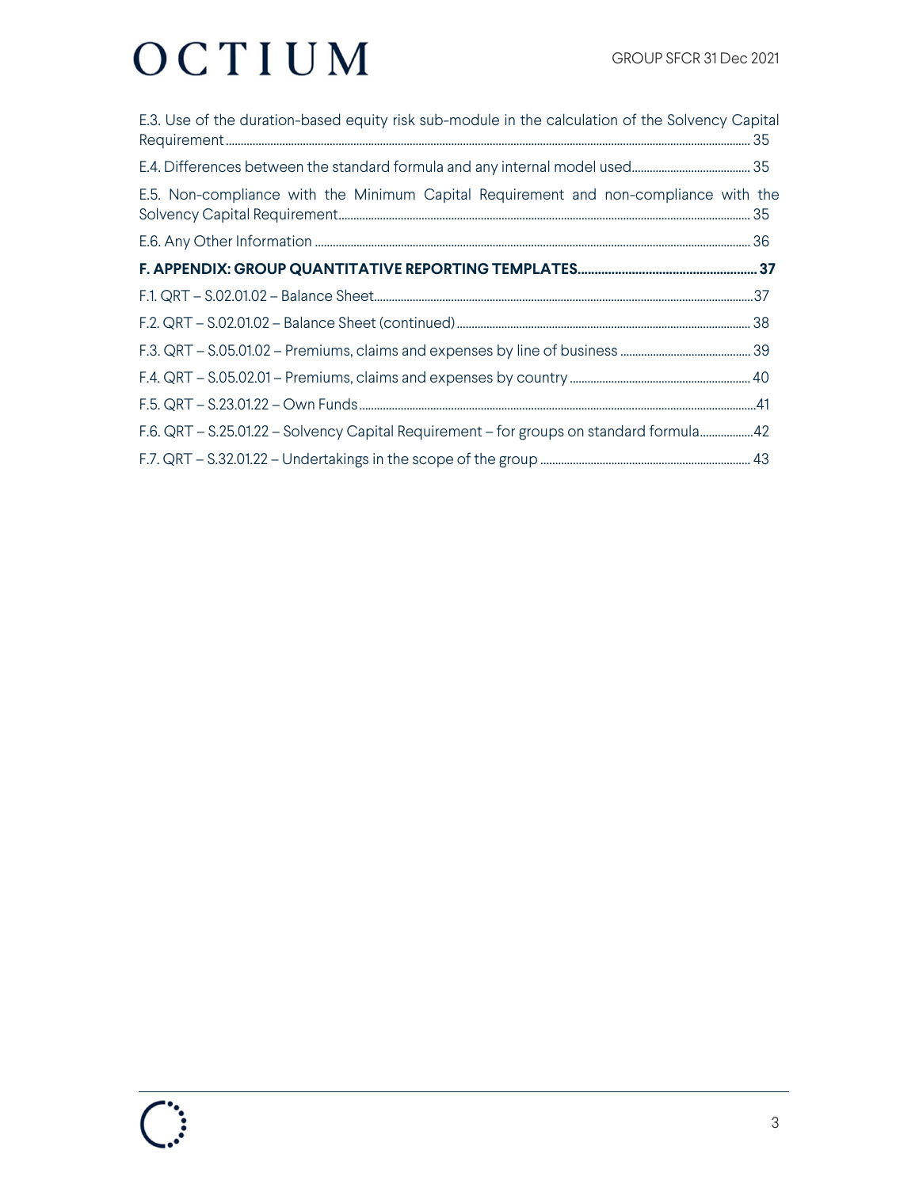E.3. Use of the duration-based equity risk sub-module in the calculation of the Solvency Capital Requirement ... 35

E.4. Differences between the standard formula and any internal model used ... 35

E.5. Non-compliance with the Minimum Capital Requirement and non-compliance with the Solvency Capital Requirement ... 35

E.6. Any Other Information ... 36

**F. APPENDIX: GROUP QUANTITATIVE REPORTING TEMPLATES ... 37**

F.1. QRT – S.02.01.02 – Balance Sheet ... 37

F.2. QRT – S.02.01.02 – Balance Sheet (continued) ... 38

F.3. QRT – S.05.01.02 – Premiums, claims and expenses by line of business ... 39

F.4. QRT – S.05.02.01 – Premiums, claims and expenses by country ... 40

F.5. QRT – S.23.01.22 – Own Funds ... 41

F.6. QRT – S.25.01.22 – Solvency Capital Requirement – for groups on standard formula ... 42

F.7. QRT – S.32.01.22 – Undertakings in the scope of the group ... 43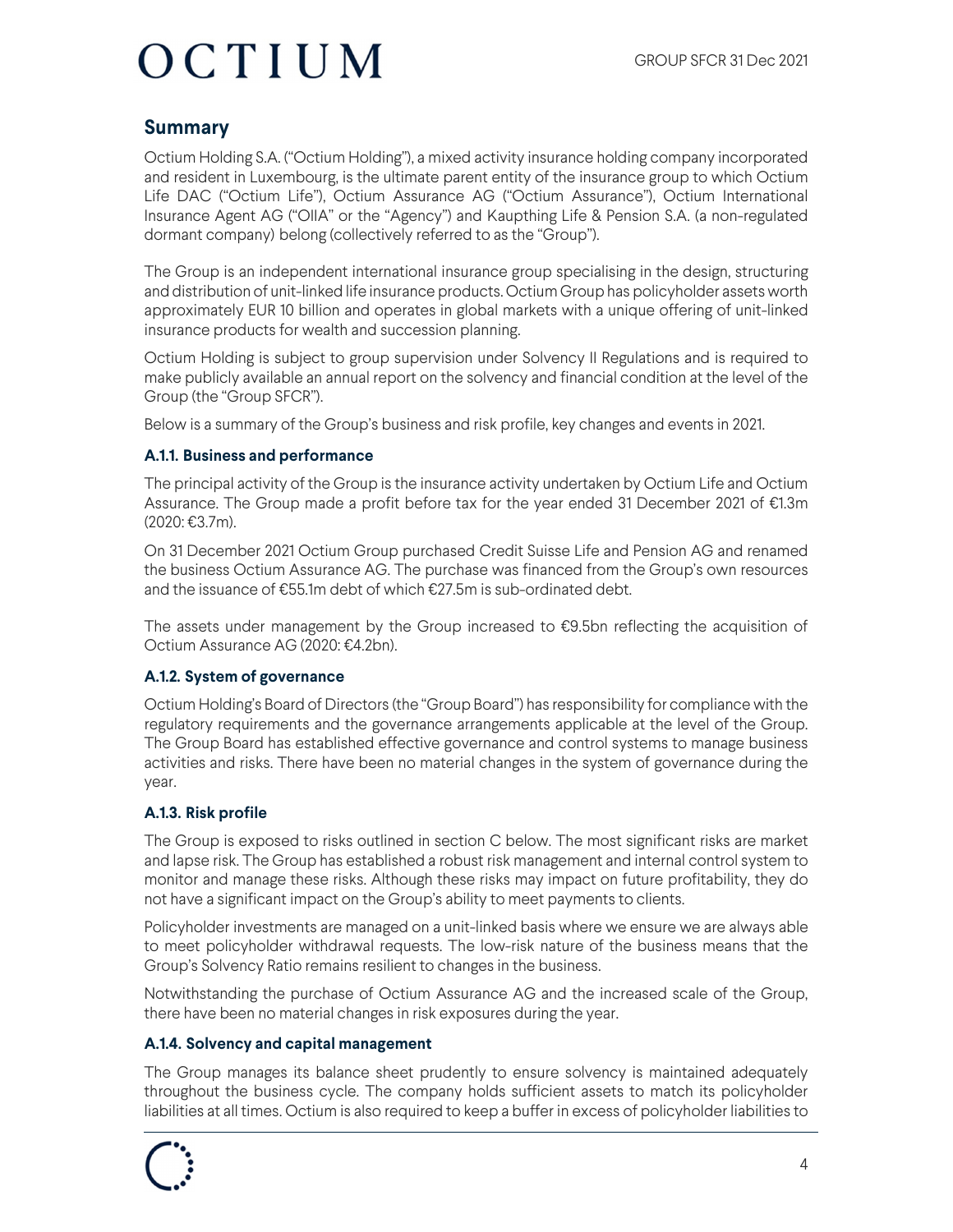## Summary

Octium Holding S.A. ("Octium Holding"), a mixed activity insurance holding company incorporated and resident in Luxembourg, is the ultimate parent entity of the insurance group to which Octium Life DAC ("Octium Life"), Octium Assurance AG ("Octium Assurance"), Octium International Insurance Agent AG ("OIIA" or the "Agency") and Kaupthing Life & Pension S.A. (a non-regulated dormant company) belong (collectively referred to as the "Group").

The Group is an independent international insurance group specialising in the design, structuring and distribution of unit-linked life insurance products. Octium Group has policyholder assets worth approximately EUR 10 billion and operates in global markets with a unique offering of unit-linked insurance products for wealth and succession planning.

Octium Holding is subject to group supervision under Solvency II Regulations and is required to make publicly available an annual report on the solvency and financial condition at the level of the Group (the "Group SFCR").

Below is a summary of the Group's business and risk profile, key changes and events in 2021.

### A.1.1. Business and performance

The principal activity of the Group is the insurance activity undertaken by Octium Life and Octium Assurance. The Group made a profit before tax for the year ended 31 December 2021 of €1.3m (2020: €3.7m).

On 31 December 2021 Octium Group purchased Credit Suisse Life and Pension AG and renamed the business Octium Assurance AG. The purchase was financed from the Group's own resources and the issuance of €55.1m debt of which €27.5m is sub-ordinated debt.

The assets under management by the Group increased to €9.5bn reflecting the acquisition of Octium Assurance AG (2020: €4.2bn).

### A.1.2. System of governance

Octium Holding's Board of Directors (the "Group Board") has responsibility for compliance with the regulatory requirements and the governance arrangements applicable at the level of the Group. The Group Board has established effective governance and control systems to manage business activities and risks. There have been no material changes in the system of governance during the year.

### A.1.3. Risk profile

The Group is exposed to risks outlined in section C below. The most significant risks are market and lapse risk. The Group has established a robust risk management and internal control system to monitor and manage these risks. Although these risks may impact on future profitability, they do not have a significant impact on the Group's ability to meet payments to clients.

Policyholder investments are managed on a unit-linked basis where we ensure we are always able to meet policyholder withdrawal requests. The low-risk nature of the business means that the Group's Solvency Ratio remains resilient to changes in the business.

Notwithstanding the purchase of Octium Assurance AG and the increased scale of the Group, there have been no material changes in risk exposures during the year.

### A.1.4. Solvency and capital management

The Group manages its balance sheet prudently to ensure solvency is maintained adequately throughout the business cycle. The company holds sufficient assets to match its policyholder liabilities at all times. Octium is also required to keep a buffer in excess of policyholder liabilities to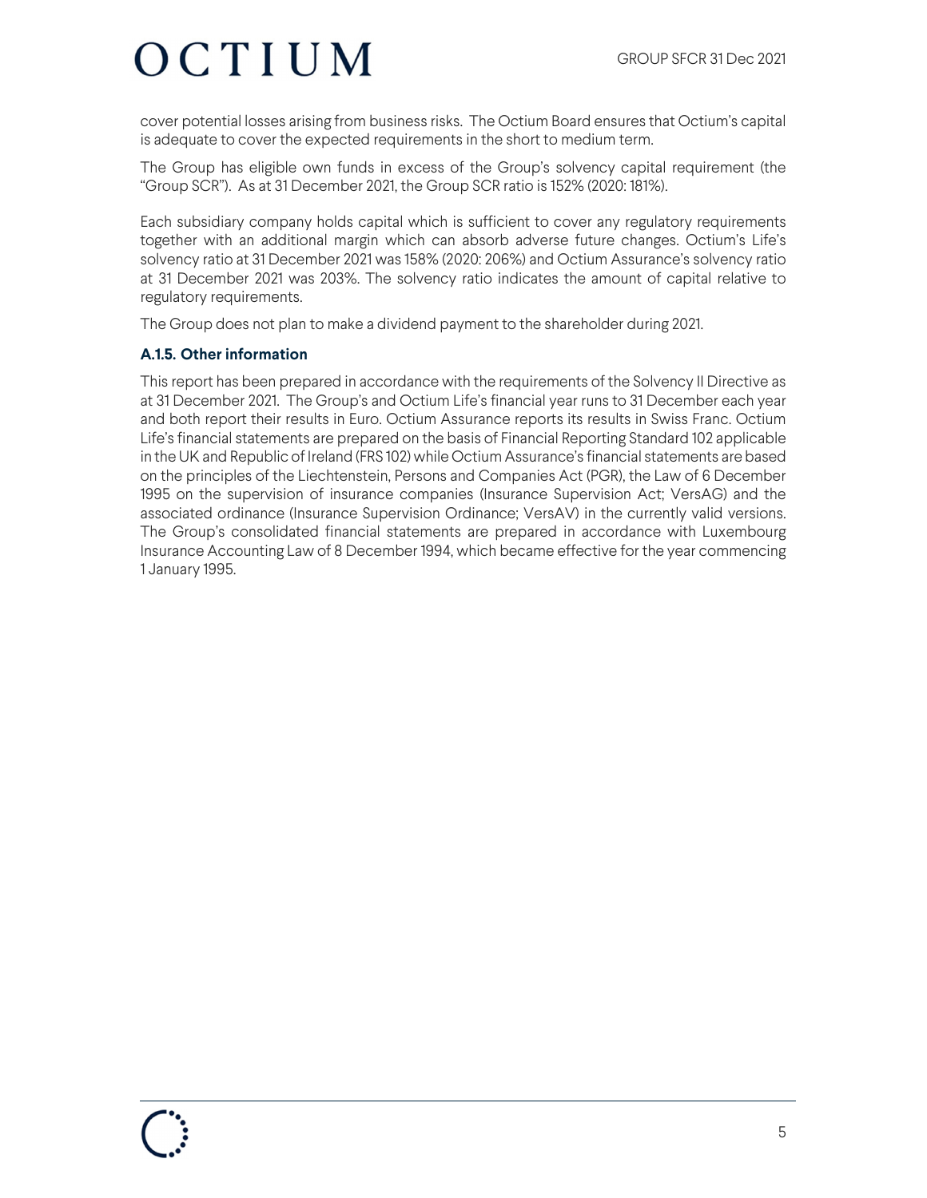cover potential losses arising from business risks. The Octium Board ensures that Octium's capital is adequate to cover the expected requirements in the short to medium term.

The Group has eligible own funds in excess of the Group's solvency capital requirement (the "Group SCR"). As at 31 December 2021, the Group SCR ratio is 152% (2020: 181%).

Each subsidiary company holds capital which is sufficient to cover any regulatory requirements together with an additional margin which can absorb adverse future changes. Octium's Life's solvency ratio at 31 December 2021 was 158% (2020: 206%) and Octium Assurance's solvency ratio at 31 December 2021 was 203%. The solvency ratio indicates the amount of capital relative to regulatory requirements.

The Group does not plan to make a dividend payment to the shareholder during 2021.

### A.1.5. Other information

This report has been prepared in accordance with the requirements of the Solvency II Directive as at 31 December 2021. The Group's and Octium Life's financial year runs to 31 December each year and both report their results in Euro. Octium Assurance reports its results in Swiss Franc. Octium Life's financial statements are prepared on the basis of Financial Reporting Standard 102 applicable in the UK and Republic of Ireland (FRS 102) while Octium Assurance's financial statements are based on the principles of the Liechtenstein, Persons and Companies Act (PGR), the Law of 6 December 1995 on the supervision of insurance companies (Insurance Supervision Act; VersAG) and the associated ordinance (Insurance Supervision Ordinance; VersAV) in the currently valid versions. The Group's consolidated financial statements are prepared in accordance with Luxembourg Insurance Accounting Law of 8 December 1994, which became effective for the year commencing 1 January 1995.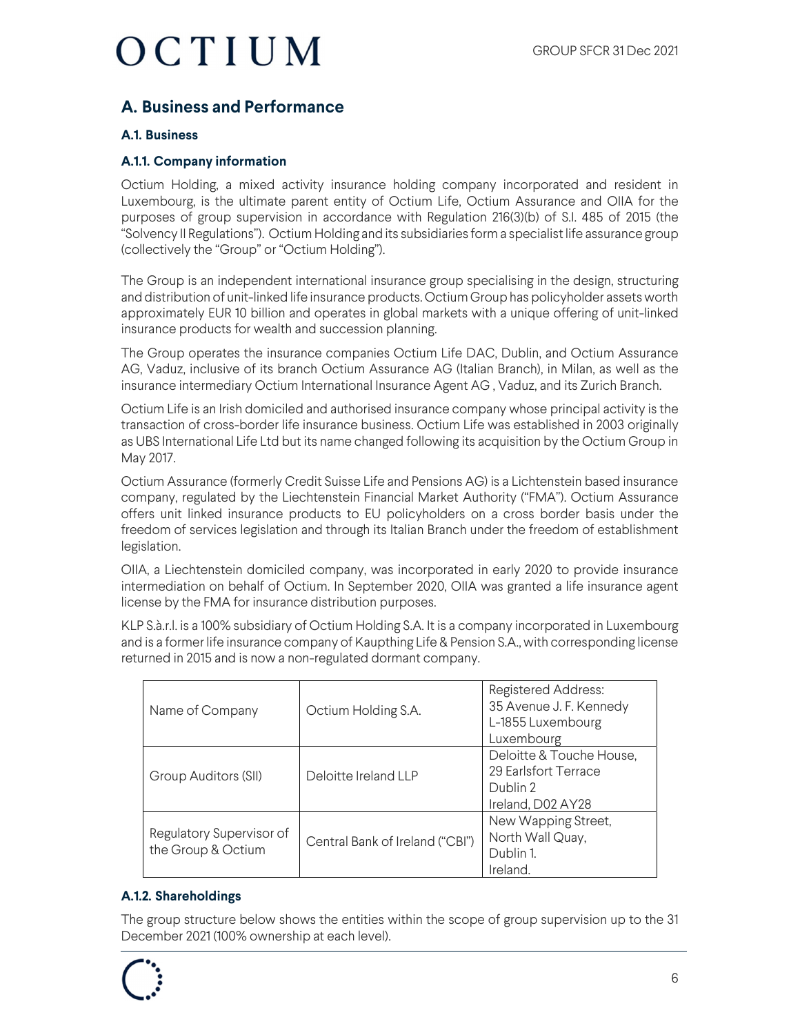## A. Business and Performance

### A.1. Business

#### A.1.1. Company information

Octium Holding, a mixed activity insurance holding company incorporated and resident in Luxembourg, is the ultimate parent entity of Octium Life, Octium Assurance and OIIA for the purposes of group supervision in accordance with Regulation 216(3)(b) of S.I. 485 of 2015 (the "Solvency II Regulations"). Octium Holding and its subsidiaries form a specialist life assurance group (collectively the "Group" or "Octium Holding").

The Group is an independent international insurance group specialising in the design, structuring and distribution of unit-linked life insurance products. Octium Group has policyholder assets worth approximately EUR 10 billion and operates in global markets with a unique offering of unit-linked insurance products for wealth and succession planning.

The Group operates the insurance companies Octium Life DAC, Dublin, and Octium Assurance AG, Vaduz, inclusive of its branch Octium Assurance AG (Italian Branch), in Milan, as well as the insurance intermediary Octium International Insurance Agent AG , Vaduz, and its Zurich Branch.

Octium Life is an Irish domiciled and authorised insurance company whose principal activity is the transaction of cross-border life insurance business. Octium Life was established in 2003 originally as UBS International Life Ltd but its name changed following its acquisition by the Octium Group in May 2017.

Octium Assurance (formerly Credit Suisse Life and Pensions AG) is a Lichtenstein based insurance company, regulated by the Liechtenstein Financial Market Authority ("FMA"). Octium Assurance offers unit linked insurance products to EU policyholders on a cross border basis under the freedom of services legislation and through its Italian Branch under the freedom of establishment legislation.

OIIA, a Liechtenstein domiciled company, was incorporated in early 2020 to provide insurance intermediation on behalf of Octium. In September 2020, OIIA was granted a life insurance agent license by the FMA for insurance distribution purposes.

KLP S.à.r.l. is a 100% subsidiary of Octium Holding S.A. It is a company incorporated in Luxembourg and is a former life insurance company of Kaupthing Life & Pension S.A., with corresponding license returned in 2015 and is now a non-regulated dormant company.

| | | |
|---|---|---|
| Name of Company | Octium Holding S.A. | Registered Address: 35 Avenue J. F. Kennedy L-1855 Luxembourg Luxembourg |
| Group Auditors (SII) | Deloitte Ireland LLP | Deloitte & Touche House, 29 Earlsfort Terrace Dublin 2 Ireland, D02 AY28 |
| Regulatory Supervisor of the Group & Octium | Central Bank of Ireland ("CBI") | New Wapping Street, North Wall Quay, Dublin 1. Ireland. |

#### A.1.2. Shareholdings

The group structure below shows the entities within the scope of group supervision up to the 31 December 2021 (100% ownership at each level).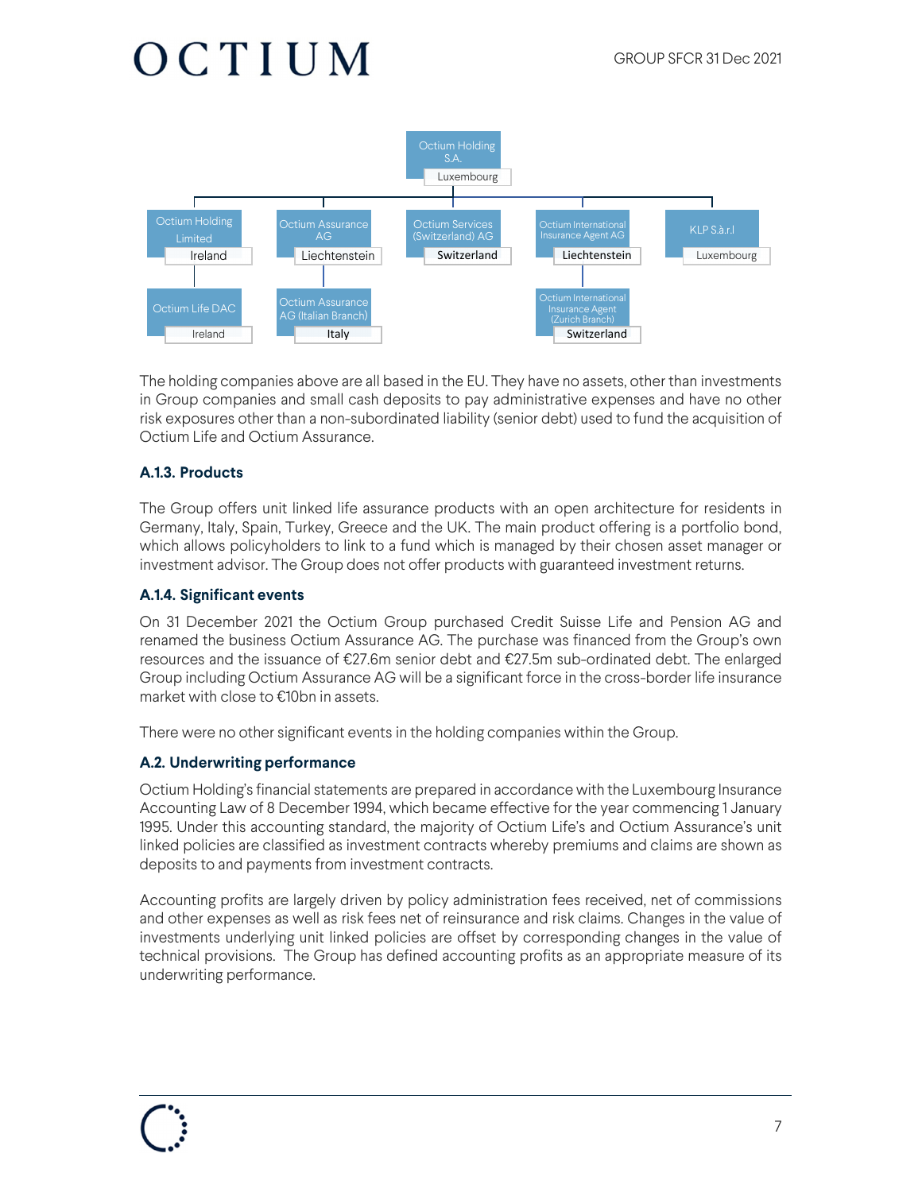- Octium Holding S.A. — Luxembourg
  - Octium Holding Limited — Ireland
    - Octium Life DAC — Ireland
  - Octium Assurance AG — Liechtenstein
    - Octium Assurance AG (Italian Branch) — Italy
  - Octium Services (Switzerland) AG — Switzerland
  - Octium International Insurance Agent AG — Liechtenstein
    - Octium International Insurance Agent (Zurich Branch) — Switzerland
  - KLP S.à.r.l — Luxembourg

The holding companies above are all based in the EU. They have no assets, other than investments in Group companies and small cash deposits to pay administrative expenses and have no other risk exposures other than a non-subordinated liability (senior debt) used to fund the acquisition of Octium Life and Octium Assurance.

### A.1.3. Products

The Group offers unit linked life assurance products with an open architecture for residents in Germany, Italy, Spain, Turkey, Greece and the UK. The main product offering is a portfolio bond, which allows policyholders to link to a fund which is managed by their chosen asset manager or investment advisor. The Group does not offer products with guaranteed investment returns.

### A.1.4. Significant events

On 31 December 2021 the Octium Group purchased Credit Suisse Life and Pension AG and renamed the business Octium Assurance AG. The purchase was financed from the Group's own resources and the issuance of €27.6m senior debt and €27.5m sub-ordinated debt. The enlarged Group including Octium Assurance AG will be a significant force in the cross-border life insurance market with close to €10bn in assets.

There were no other significant events in the holding companies within the Group.

## A.2. Underwriting performance

Octium Holding's financial statements are prepared in accordance with the Luxembourg Insurance Accounting Law of 8 December 1994, which became effective for the year commencing 1 January 1995. Under this accounting standard, the majority of Octium Life's and Octium Assurance's unit linked policies are classified as investment contracts whereby premiums and claims are shown as deposits to and payments from investment contracts.

Accounting profits are largely driven by policy administration fees received, net of commissions and other expenses as well as risk fees net of reinsurance and risk claims. Changes in the value of investments underlying unit linked policies are offset by corresponding changes in the value of technical provisions. The Group has defined accounting profits as an appropriate measure of its underwriting performance.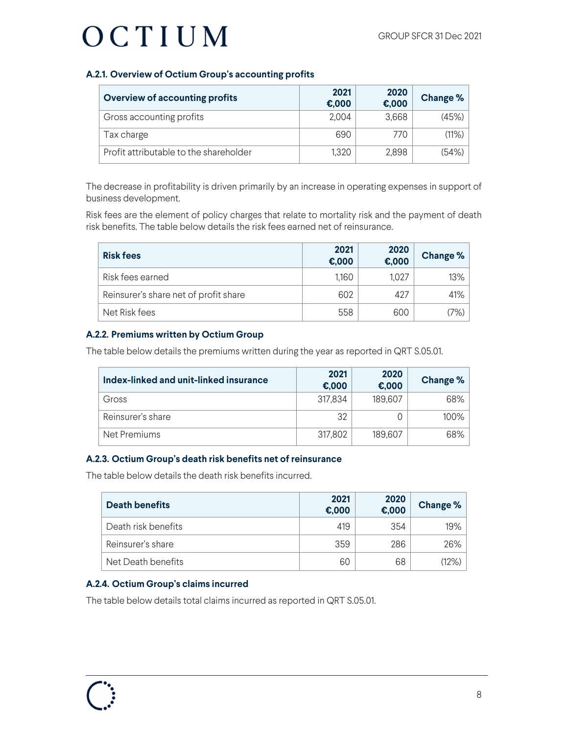### A.2.1. Overview of Octium Group's accounting profits

| Overview of accounting profits | 2021 €,000 | 2020 €,000 | Change % |
|---|---|---|---|
| Gross accounting profits | 2,004 | 3,668 | (45%) |
| Tax charge | 690 | 770 | (11%) |
| Profit attributable to the shareholder | 1,320 | 2,898 | (54%) |

The decrease in profitability is driven primarily by an increase in operating expenses in support of business development.

Risk fees are the element of policy charges that relate to mortality risk and the payment of death risk benefits. The table below details the risk fees earned net of reinsurance.

| Risk fees | 2021 €,000 | 2020 €,000 | Change % |
|---|---|---|---|
| Risk fees earned | 1,160 | 1,027 | 13% |
| Reinsurer's share net of profit share | 602 | 427 | 41% |
| Net Risk fees | 558 | 600 | (7%) |

### A.2.2. Premiums written by Octium Group

The table below details the premiums written during the year as reported in QRT S.05.01.

| Index-linked and unit-linked insurance | 2021 €,000 | 2020 €,000 | Change % |
|---|---|---|---|
| Gross | 317,834 | 189,607 | 68% |
| Reinsurer's share | 32 | 0 | 100% |
| Net Premiums | 317,802 | 189,607 | 68% |

### A.2.3. Octium Group's death risk benefits net of reinsurance

The table below details the death risk benefits incurred.

| Death benefits | 2021 €,000 | 2020 €,000 | Change % |
|---|---|---|---|
| Death risk benefits | 419 | 354 | 19% |
| Reinsurer's share | 359 | 286 | 26% |
| Net Death benefits | 60 | 68 | (12%) |

### A.2.4. Octium Group's claims incurred

The table below details total claims incurred as reported in QRT S.05.01.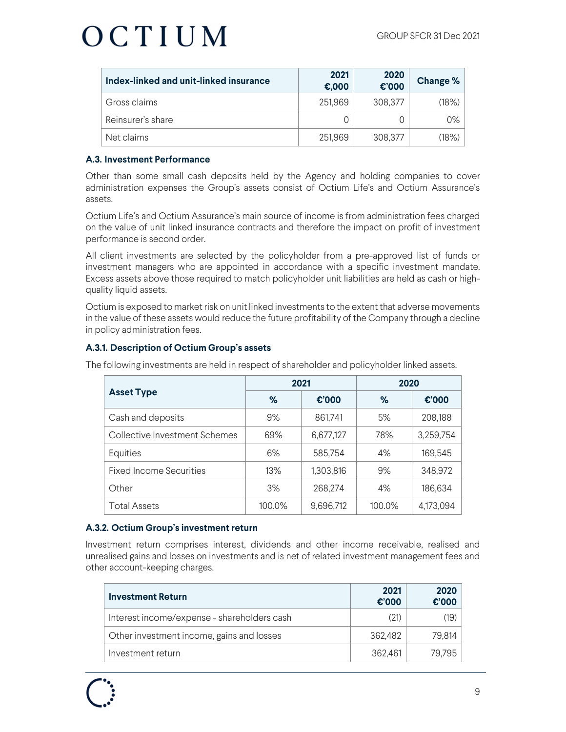| Index-linked and unit-linked insurance | 2021 €,000 | 2020 €'000 | Change % |
|---|---|---|---|
| Gross claims | 251,969 | 308,377 | (18%) |
| Reinsurer's share | 0 | 0 | 0% |
| Net claims | 251,969 | 308,377 | (18%) |

### A.3. Investment Performance

Other than some small cash deposits held by the Agency and holding companies to cover administration expenses the Group's assets consist of Octium Life's and Octium Assurance's assets.

Octium Life's and Octium Assurance's main source of income is from administration fees charged on the value of unit linked insurance contracts and therefore the impact on profit of investment performance is second order.

All client investments are selected by the policyholder from a pre-approved list of funds or investment managers who are appointed in accordance with a specific investment mandate. Excess assets above those required to match policyholder unit liabilities are held as cash or high-quality liquid assets.

Octium is exposed to market risk on unit linked investments to the extent that adverse movements in the value of these assets would reduce the future profitability of the Company through a decline in policy administration fees.

#### A.3.1. Description of Octium Group's assets

The following investments are held in respect of shareholder and policyholder linked assets.

| Asset Type | 2021 | | 2020 | |
|---|---|---|---|---|
| | % | €'000 | % | €'000 |
| Cash and deposits | 9% | 861,741 | 5% | 208,188 |
| Collective Investment Schemes | 69% | 6,677,127 | 78% | 3,259,754 |
| Equities | 6% | 585,754 | 4% | 169,545 |
| Fixed Income Securities | 13% | 1,303,816 | 9% | 348,972 |
| Other | 3% | 268,274 | 4% | 186,634 |
| Total Assets | 100.0% | 9,696,712 | 100.0% | 4,173,094 |

#### A.3.2. Octium Group's investment return

Investment return comprises interest, dividends and other income receivable, realised and unrealised gains and losses on investments and is net of related investment management fees and other account-keeping charges.

| Investment Return | 2021 €'000 | 2020 €'000 |
|---|---|---|
| Interest income/expense - shareholders cash | (21) | (19) |
| Other investment income, gains and losses | 362,482 | 79,814 |
| Investment return | 362,461 | 79,795 |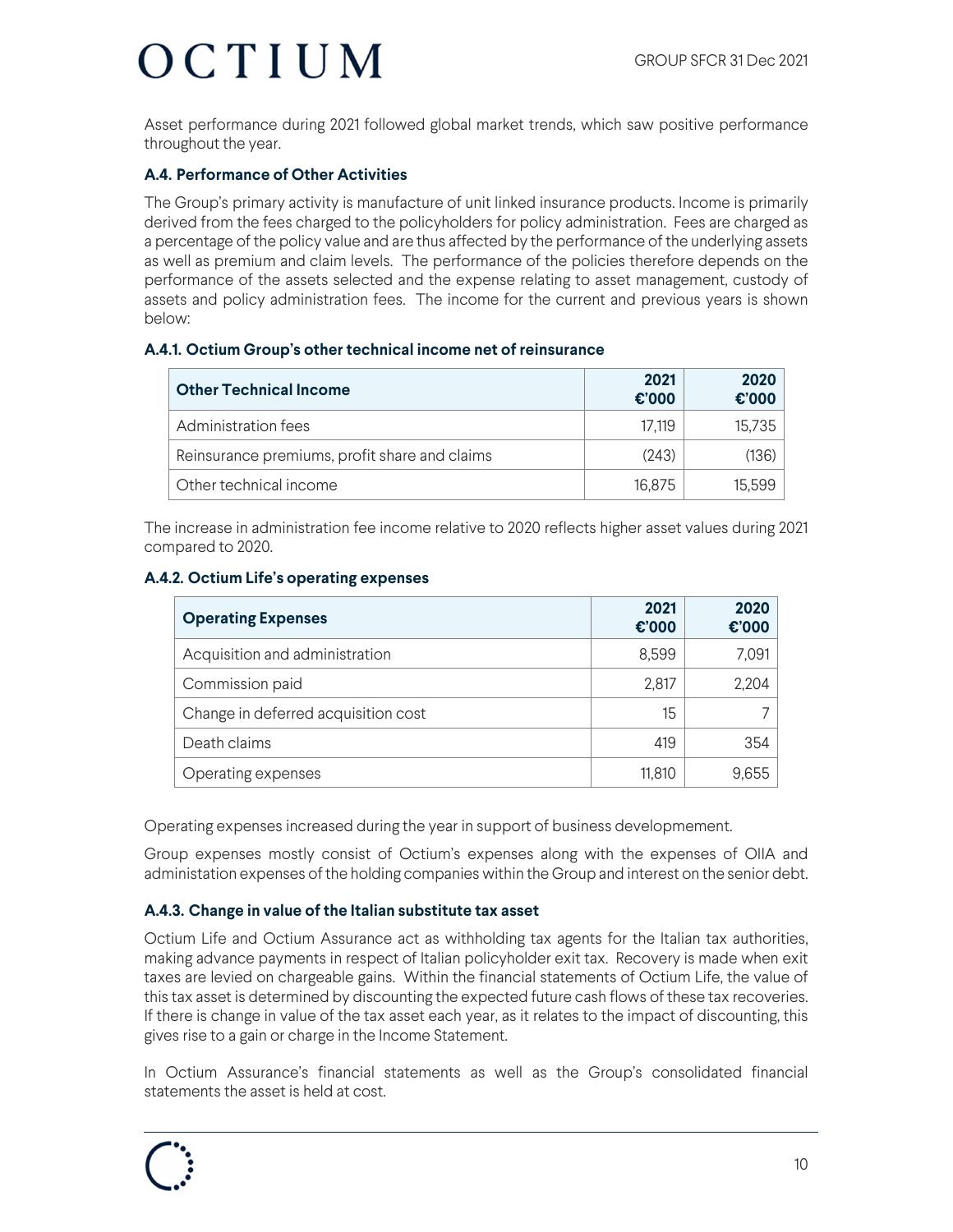Asset performance during 2021 followed global market trends, which saw positive performance throughout the year.

### A.4. Performance of Other Activities

The Group's primary activity is manufacture of unit linked insurance products. Income is primarily derived from the fees charged to the policyholders for policy administration. Fees are charged as a percentage of the policy value and are thus affected by the performance of the underlying assets as well as premium and claim levels. The performance of the policies therefore depends on the performance of the assets selected and the expense relating to asset management, custody of assets and policy administration fees. The income for the current and previous years is shown below:

#### A.4.1. Octium Group's other technical income net of reinsurance

| Other Technical Income | 2021 €'000 | 2020 €'000 |
|---|---|---|
| Administration fees | 17,119 | 15,735 |
| Reinsurance premiums, profit share and claims | (243) | (136) |
| Other technical income | 16,875 | 15,599 |

The increase in administration fee income relative to 2020 reflects higher asset values during 2021 compared to 2020.

#### A.4.2. Octium Life's operating expenses

| Operating Expenses | 2021 €'000 | 2020 €'000 |
|---|---|---|
| Acquisition and administration | 8,599 | 7,091 |
| Commission paid | 2,817 | 2,204 |
| Change in deferred acquisition cost | 15 | 7 |
| Death claims | 419 | 354 |
| Operating expenses | 11,810 | 9,655 |

Operating expenses increased during the year in support of business developmement.

Group expenses mostly consist of Octium's expenses along with the expenses of OIIA and administation expenses of the holding companies within the Group and interest on the senior debt.

#### A.4.3. Change in value of the Italian substitute tax asset

Octium Life and Octium Assurance act as withholding tax agents for the Italian tax authorities, making advance payments in respect of Italian policyholder exit tax. Recovery is made when exit taxes are levied on chargeable gains. Within the financial statements of Octium Life, the value of this tax asset is determined by discounting the expected future cash flows of these tax recoveries. If there is change in value of the tax asset each year, as it relates to the impact of discounting, this gives rise to a gain or charge in the Income Statement.

In Octium Assurance's financial statements as well as the Group's consolidated financial statements the asset is held at cost.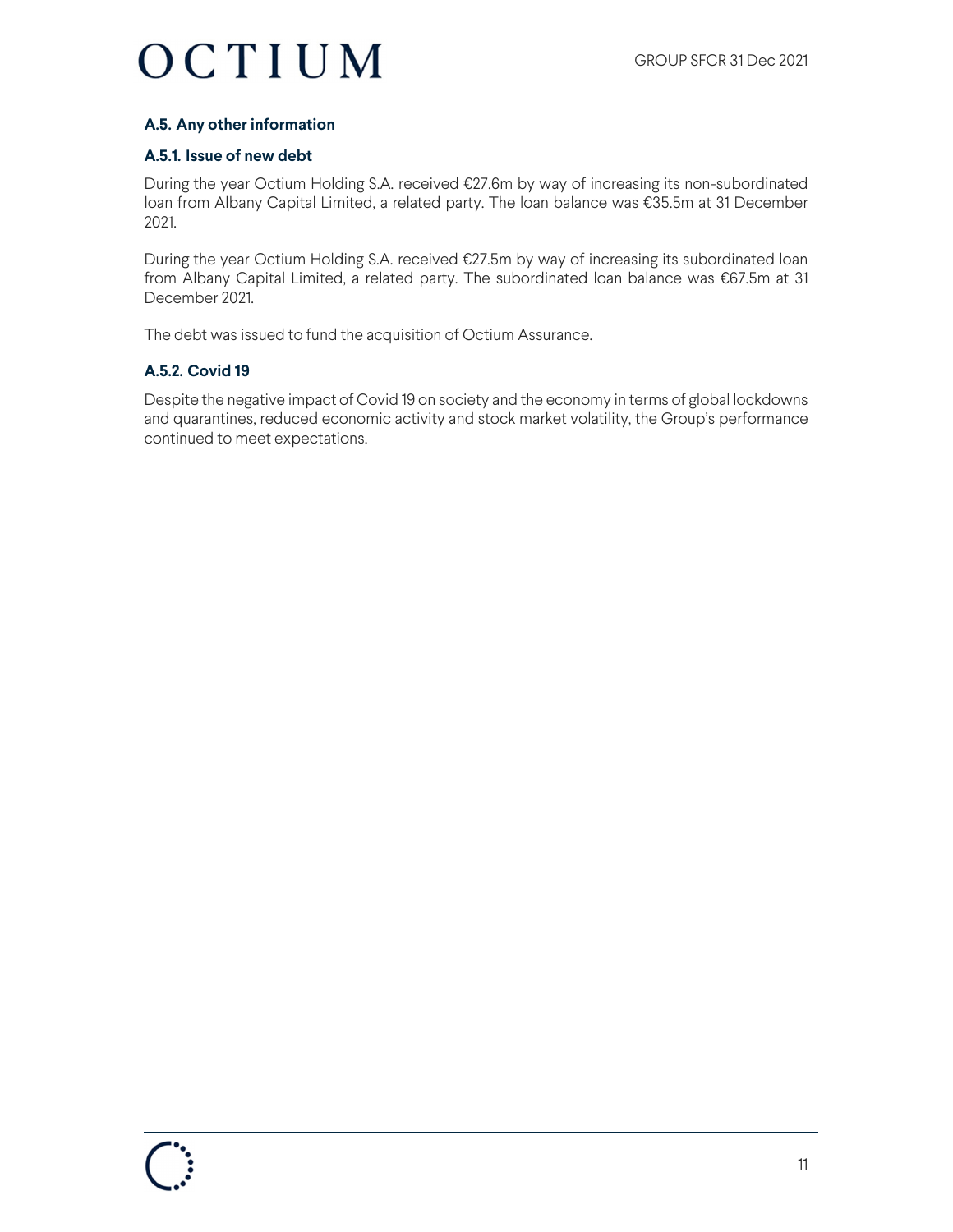## A.5. Any other information

### A.5.1. Issue of new debt

During the year Octium Holding S.A. received €27.6m by way of increasing its non-subordinated loan from Albany Capital Limited, a related party. The loan balance was €35.5m at 31 December 2021.

During the year Octium Holding S.A. received €27.5m by way of increasing its subordinated loan from Albany Capital Limited, a related party. The subordinated loan balance was €67.5m at 31 December 2021.

The debt was issued to fund the acquisition of Octium Assurance.

### A.5.2. Covid 19

Despite the negative impact of Covid 19 on society and the economy in terms of global lockdowns and quarantines, reduced economic activity and stock market volatility, the Group's performance continued to meet expectations.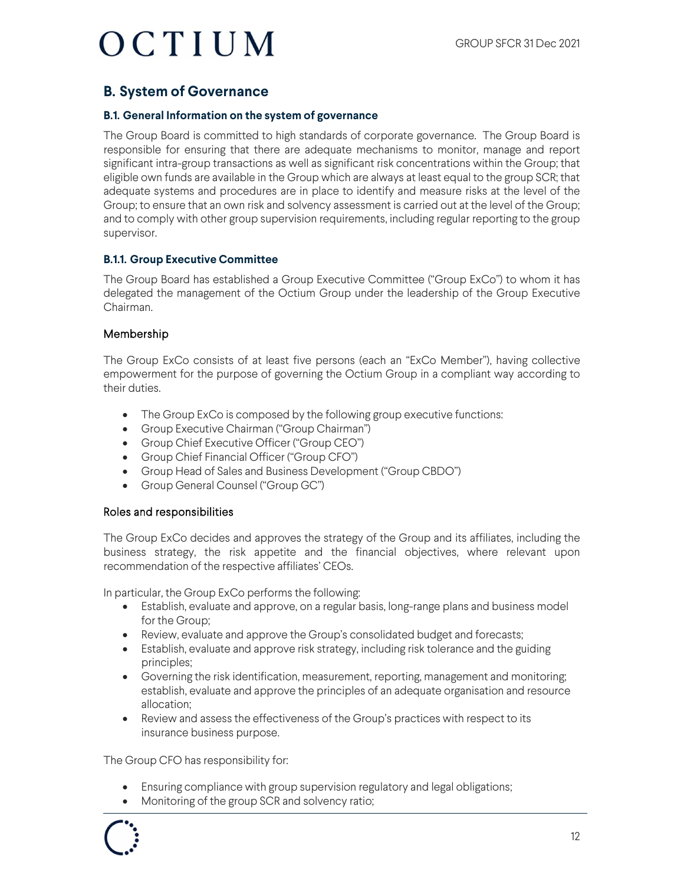# B. System of Governance

### B.1. General Information on the system of governance

The Group Board is committed to high standards of corporate governance. The Group Board is responsible for ensuring that there are adequate mechanisms to monitor, manage and report significant intra-group transactions as well as significant risk concentrations within the Group; that eligible own funds are available in the Group which are always at least equal to the group SCR; that adequate systems and procedures are in place to identify and measure risks at the level of the Group; to ensure that an own risk and solvency assessment is carried out at the level of the Group; and to comply with other group supervision requirements, including regular reporting to the group supervisor.

#### B.1.1. Group Executive Committee

The Group Board has established a Group Executive Committee ("Group ExCo") to whom it has delegated the management of the Octium Group under the leadership of the Group Executive Chairman.

**Membership**

The Group ExCo consists of at least five persons (each an "ExCo Member"), having collective empowerment for the purpose of governing the Octium Group in a compliant way according to their duties.

- The Group ExCo is composed by the following group executive functions:
- Group Executive Chairman ("Group Chairman")
- Group Chief Executive Officer ("Group CEO")
- Group Chief Financial Officer ("Group CFO")
- Group Head of Sales and Business Development ("Group CBDO")
- Group General Counsel ("Group GC")

**Roles and responsibilities**

The Group ExCo decides and approves the strategy of the Group and its affiliates, including the business strategy, the risk appetite and the financial objectives, where relevant upon recommendation of the respective affiliates' CEOs.

In particular, the Group ExCo performs the following:

- Establish, evaluate and approve, on a regular basis, long-range plans and business model for the Group;
- Review, evaluate and approve the Group's consolidated budget and forecasts;
- Establish, evaluate and approve risk strategy, including risk tolerance and the guiding principles;
- Governing the risk identification, measurement, reporting, management and monitoring; establish, evaluate and approve the principles of an adequate organisation and resource allocation;
- Review and assess the effectiveness of the Group's practices with respect to its insurance business purpose.

The Group CFO has responsibility for:

- Ensuring compliance with group supervision regulatory and legal obligations;
- Monitoring of the group SCR and solvency ratio;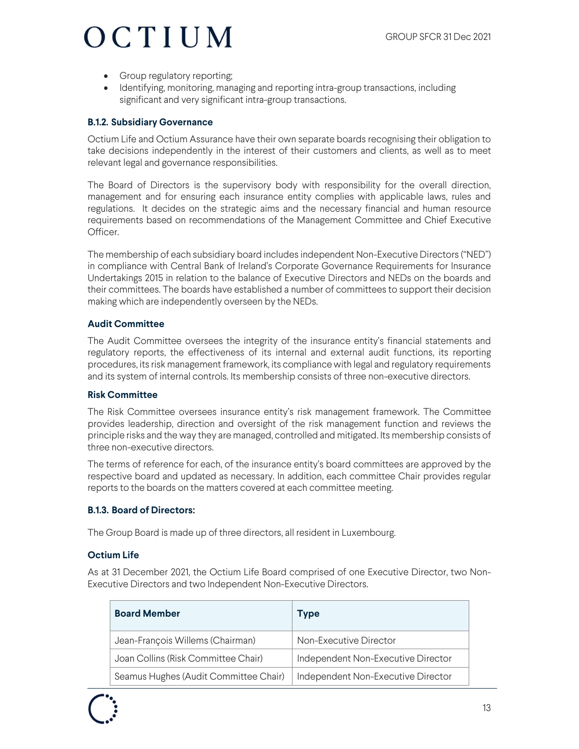- Group regulatory reporting;
- Identifying, monitoring, managing and reporting intra-group transactions, including significant and very significant intra-group transactions.

#### B.1.2. Subsidiary Governance

Octium Life and Octium Assurance have their own separate boards recognising their obligation to take decisions independently in the interest of their customers and clients, as well as to meet relevant legal and governance responsibilities.

The Board of Directors is the supervisory body with responsibility for the overall direction, management and for ensuring each insurance entity complies with applicable laws, rules and regulations. It decides on the strategic aims and the necessary financial and human resource requirements based on recommendations of the Management Committee and Chief Executive Officer.

The membership of each subsidiary board includes independent Non-Executive Directors ("NED") in compliance with Central Bank of Ireland's Corporate Governance Requirements for Insurance Undertakings 2015 in relation to the balance of Executive Directors and NEDs on the boards and their committees. The boards have established a number of committees to support their decision making which are independently overseen by the NEDs.

**Audit Committee**

The Audit Committee oversees the integrity of the insurance entity's financial statements and regulatory reports, the effectiveness of its internal and external audit functions, its reporting procedures, its risk management framework, its compliance with legal and regulatory requirements and its system of internal controls. Its membership consists of three non-executive directors.

**Risk Committee**

The Risk Committee oversees insurance entity's risk management framework. The Committee provides leadership, direction and oversight of the risk management function and reviews the principle risks and the way they are managed, controlled and mitigated. Its membership consists of three non-executive directors.

The terms of reference for each, of the insurance entity's board committees are approved by the respective board and updated as necessary. In addition, each committee Chair provides regular reports to the boards on the matters covered at each committee meeting.

#### B.1.3. Board of Directors:

The Group Board is made up of three directors, all resident in Luxembourg.

**Octium Life**

As at 31 December 2021, the Octium Life Board comprised of one Executive Director, two Non-Executive Directors and two Independent Non-Executive Directors.

| Board Member | Type |
|---|---|
| Jean-François Willems (Chairman) | Non-Executive Director |
| Joan Collins (Risk Committee Chair) | Independent Non-Executive Director |
| Seamus Hughes (Audit Committee Chair) | Independent Non-Executive Director |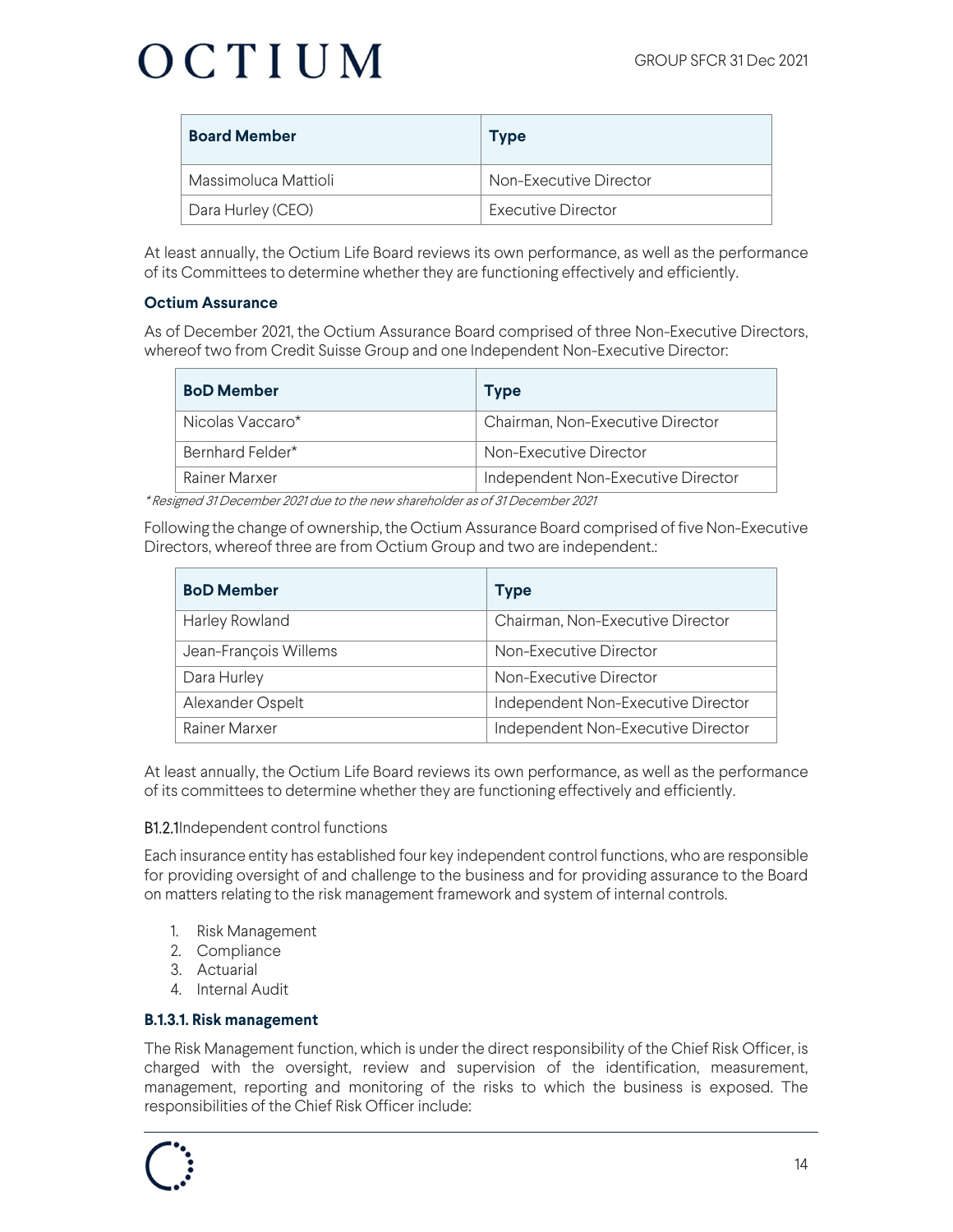| Board Member | Type |
| --- | --- |
| Massimoluca Mattioli | Non-Executive Director |
| Dara Hurley (CEO) | Executive Director |

At least annually, the Octium Life Board reviews its own performance, as well as the performance of its Committees to determine whether they are functioning effectively and efficiently.

**Octium Assurance**

As of December 2021, the Octium Assurance Board comprised of three Non-Executive Directors, whereof two from Credit Suisse Group and one Independent Non-Executive Director:

| BoD Member | Type |
| --- | --- |
| Nicolas Vaccaro* | Chairman, Non-Executive Director |
| Bernhard Felder* | Non-Executive Director |
| Rainer Marxer | Independent Non-Executive Director |

*\* Resigned 31 December 2021 due to the new shareholder as of 31 December 2021*

Following the change of ownership, the Octium Assurance Board comprised of five Non-Executive Directors, whereof three are from Octium Group and two are independent.:

| BoD Member | Type |
| --- | --- |
| Harley Rowland | Chairman, Non-Executive Director |
| Jean-François Willems | Non-Executive Director |
| Dara Hurley | Non-Executive Director |
| Alexander Ospelt | Independent Non-Executive Director |
| Rainer Marxer | Independent Non-Executive Director |

At least annually, the Octium Life Board reviews its own performance, as well as the performance of its committees to determine whether they are functioning effectively and efficiently.

### B1.2.1Independent control functions

Each insurance entity has established four key independent control functions, who are responsible for providing oversight of and challenge to the business and for providing assurance to the Board on matters relating to the risk management framework and system of internal controls.

1. Risk Management
2. Compliance
3. Actuarial
4. Internal Audit

#### B.1.3.1. Risk management

The Risk Management function, which is under the direct responsibility of the Chief Risk Officer, is charged with the oversight, review and supervision of the identification, measurement, management, reporting and monitoring of the risks to which the business is exposed. The responsibilities of the Chief Risk Officer include: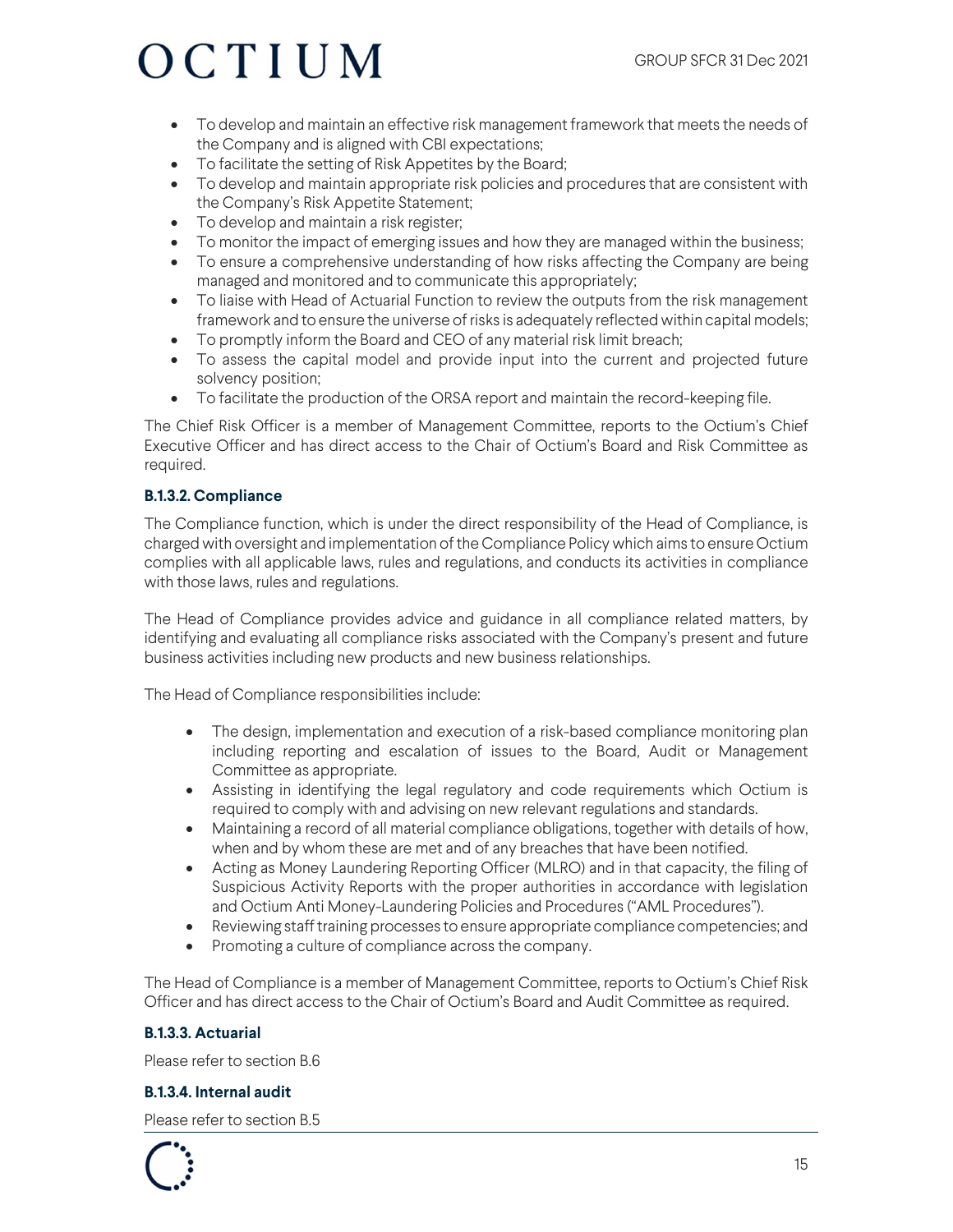- To develop and maintain an effective risk management framework that meets the needs of the Company and is aligned with CBI expectations;
- To facilitate the setting of Risk Appetites by the Board;
- To develop and maintain appropriate risk policies and procedures that are consistent with the Company's Risk Appetite Statement;
- To develop and maintain a risk register;
- To monitor the impact of emerging issues and how they are managed within the business;
- To ensure a comprehensive understanding of how risks affecting the Company are being managed and monitored and to communicate this appropriately;
- To liaise with Head of Actuarial Function to review the outputs from the risk management framework and to ensure the universe of risks is adequately reflected within capital models;
- To promptly inform the Board and CEO of any material risk limit breach;
- To assess the capital model and provide input into the current and projected future solvency position;
- To facilitate the production of the ORSA report and maintain the record-keeping file.

The Chief Risk Officer is a member of Management Committee, reports to the Octium's Chief Executive Officer and has direct access to the Chair of Octium's Board and Risk Committee as required.

#### B.1.3.2. Compliance

The Compliance function, which is under the direct responsibility of the Head of Compliance, is charged with oversight and implementation of the Compliance Policy which aims to ensure Octium complies with all applicable laws, rules and regulations, and conducts its activities in compliance with those laws, rules and regulations.

The Head of Compliance provides advice and guidance in all compliance related matters, by identifying and evaluating all compliance risks associated with the Company's present and future business activities including new products and new business relationships.

The Head of Compliance responsibilities include:

- The design, implementation and execution of a risk-based compliance monitoring plan including reporting and escalation of issues to the Board, Audit or Management Committee as appropriate.
- Assisting in identifying the legal regulatory and code requirements which Octium is required to comply with and advising on new relevant regulations and standards.
- Maintaining a record of all material compliance obligations, together with details of how, when and by whom these are met and of any breaches that have been notified.
- Acting as Money Laundering Reporting Officer (MLRO) and in that capacity, the filing of Suspicious Activity Reports with the proper authorities in accordance with legislation and Octium Anti Money-Laundering Policies and Procedures ("AML Procedures").
- Reviewing staff training processes to ensure appropriate compliance competencies; and
- Promoting a culture of compliance across the company.

The Head of Compliance is a member of Management Committee, reports to Octium's Chief Risk Officer and has direct access to the Chair of Octium's Board and Audit Committee as required.

#### B.1.3.3. Actuarial

Please refer to section B.6

#### B.1.3.4. Internal audit

Please refer to section B.5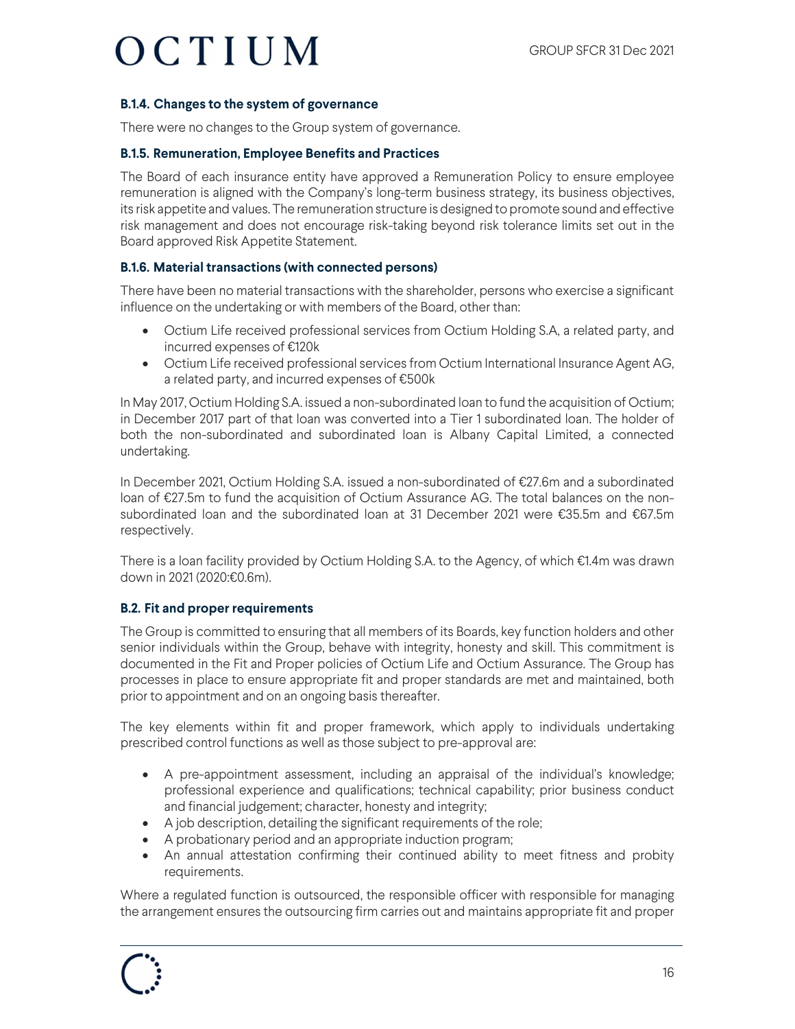### B.1.4. Changes to the system of governance

There were no changes to the Group system of governance.

### B.1.5. Remuneration, Employee Benefits and Practices

The Board of each insurance entity have approved a Remuneration Policy to ensure employee remuneration is aligned with the Company's long-term business strategy, its business objectives, its risk appetite and values. The remuneration structure is designed to promote sound and effective risk management and does not encourage risk-taking beyond risk tolerance limits set out in the Board approved Risk Appetite Statement.

### B.1.6. Material transactions (with connected persons)

There have been no material transactions with the shareholder, persons who exercise a significant influence on the undertaking or with members of the Board, other than:

- Octium Life received professional services from Octium Holding S.A, a related party, and incurred expenses of €120k
- Octium Life received professional services from Octium International Insurance Agent AG, a related party, and incurred expenses of €500k

In May 2017, Octium Holding S.A. issued a non-subordinated loan to fund the acquisition of Octium; in December 2017 part of that loan was converted into a Tier 1 subordinated loan. The holder of both the non-subordinated and subordinated loan is Albany Capital Limited, a connected undertaking.

In December 2021, Octium Holding S.A. issued a non-subordinated of €27.6m and a subordinated loan of €27.5m to fund the acquisition of Octium Assurance AG. The total balances on the non-subordinated loan and the subordinated loan at 31 December 2021 were €35.5m and €67.5m respectively.

There is a loan facility provided by Octium Holding S.A. to the Agency, of which €1.4m was drawn down in 2021 (2020:€0.6m).

## B.2. Fit and proper requirements

The Group is committed to ensuring that all members of its Boards, key function holders and other senior individuals within the Group, behave with integrity, honesty and skill. This commitment is documented in the Fit and Proper policies of Octium Life and Octium Assurance. The Group has processes in place to ensure appropriate fit and proper standards are met and maintained, both prior to appointment and on an ongoing basis thereafter.

The key elements within fit and proper framework, which apply to individuals undertaking prescribed control functions as well as those subject to pre-approval are:

- A pre-appointment assessment, including an appraisal of the individual's knowledge; professional experience and qualifications; technical capability; prior business conduct and financial judgement; character, honesty and integrity;
- A job description, detailing the significant requirements of the role;
- A probationary period and an appropriate induction program;
- An annual attestation confirming their continued ability to meet fitness and probity requirements.

Where a regulated function is outsourced, the responsible officer with responsible for managing the arrangement ensures the outsourcing firm carries out and maintains appropriate fit and proper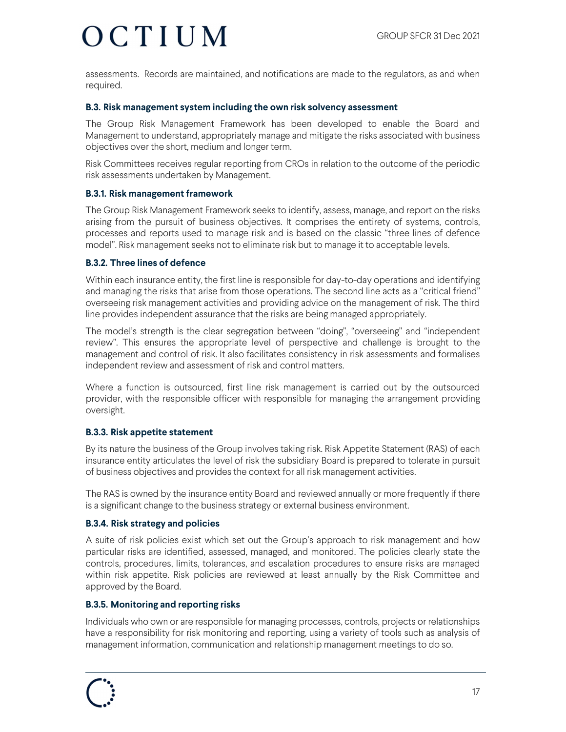assessments. Records are maintained, and notifications are made to the regulators, as and when required.

### B.3. Risk management system including the own risk solvency assessment

The Group Risk Management Framework has been developed to enable the Board and Management to understand, appropriately manage and mitigate the risks associated with business objectives over the short, medium and longer term.

Risk Committees receives regular reporting from CROs in relation to the outcome of the periodic risk assessments undertaken by Management.

#### B.3.1. Risk management framework

The Group Risk Management Framework seeks to identify, assess, manage, and report on the risks arising from the pursuit of business objectives. It comprises the entirety of systems, controls, processes and reports used to manage risk and is based on the classic "three lines of defence model". Risk management seeks not to eliminate risk but to manage it to acceptable levels.

#### B.3.2. Three lines of defence

Within each insurance entity, the first line is responsible for day-to-day operations and identifying and managing the risks that arise from those operations. The second line acts as a "critical friend" overseeing risk management activities and providing advice on the management of risk. The third line provides independent assurance that the risks are being managed appropriately.

The model's strength is the clear segregation between "doing", "overseeing" and "independent review". This ensures the appropriate level of perspective and challenge is brought to the management and control of risk. It also facilitates consistency in risk assessments and formalises independent review and assessment of risk and control matters.

Where a function is outsourced, first line risk management is carried out by the outsourced provider, with the responsible officer with responsible for managing the arrangement providing oversight.

#### B.3.3. Risk appetite statement

By its nature the business of the Group involves taking risk. Risk Appetite Statement (RAS) of each insurance entity articulates the level of risk the subsidiary Board is prepared to tolerate in pursuit of business objectives and provides the context for all risk management activities.

The RAS is owned by the insurance entity Board and reviewed annually or more frequently if there is a significant change to the business strategy or external business environment.

#### B.3.4. Risk strategy and policies

A suite of risk policies exist which set out the Group's approach to risk management and how particular risks are identified, assessed, managed, and monitored. The policies clearly state the controls, procedures, limits, tolerances, and escalation procedures to ensure risks are managed within risk appetite. Risk policies are reviewed at least annually by the Risk Committee and approved by the Board.

#### B.3.5. Monitoring and reporting risks

Individuals who own or are responsible for managing processes, controls, projects or relationships have a responsibility for risk monitoring and reporting, using a variety of tools such as analysis of management information, communication and relationship management meetings to do so.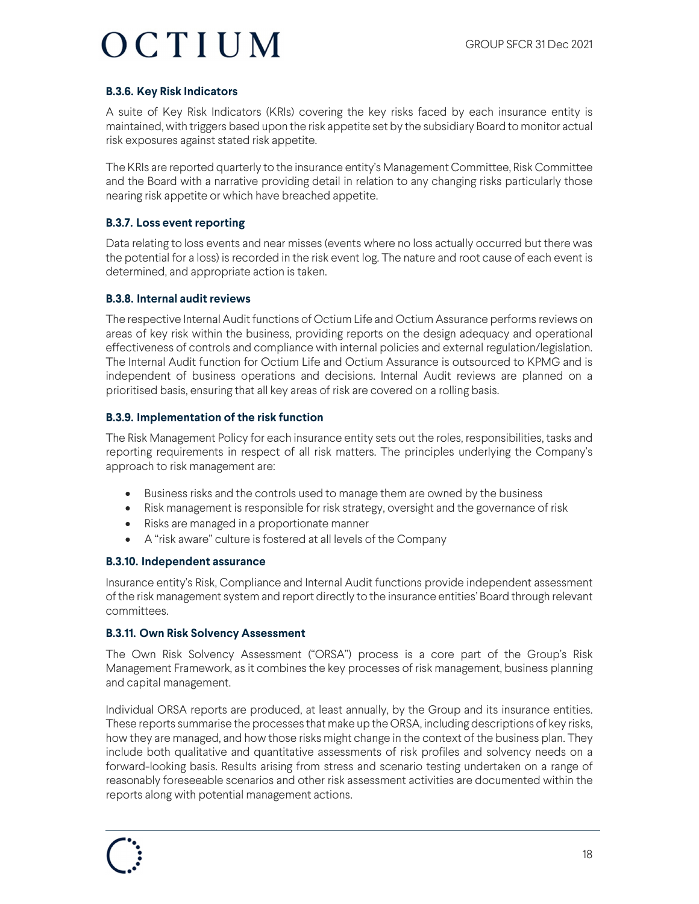#### B.3.6. Key Risk Indicators

A suite of Key Risk Indicators (KRIs) covering the key risks faced by each insurance entity is maintained, with triggers based upon the risk appetite set by the subsidiary Board to monitor actual risk exposures against stated risk appetite.

The KRIs are reported quarterly to the insurance entity's Management Committee, Risk Committee and the Board with a narrative providing detail in relation to any changing risks particularly those nearing risk appetite or which have breached appetite.

#### B.3.7. Loss event reporting

Data relating to loss events and near misses (events where no loss actually occurred but there was the potential for a loss) is recorded in the risk event log. The nature and root cause of each event is determined, and appropriate action is taken.

#### B.3.8. Internal audit reviews

The respective Internal Audit functions of Octium Life and Octium Assurance performs reviews on areas of key risk within the business, providing reports on the design adequacy and operational effectiveness of controls and compliance with internal policies and external regulation/legislation. The Internal Audit function for Octium Life and Octium Assurance is outsourced to KPMG and is independent of business operations and decisions. Internal Audit reviews are planned on a prioritised basis, ensuring that all key areas of risk are covered on a rolling basis.

#### B.3.9. Implementation of the risk function

The Risk Management Policy for each insurance entity sets out the roles, responsibilities, tasks and reporting requirements in respect of all risk matters. The principles underlying the Company's approach to risk management are:

- Business risks and the controls used to manage them are owned by the business
- Risk management is responsible for risk strategy, oversight and the governance of risk
- Risks are managed in a proportionate manner
- A "risk aware" culture is fostered at all levels of the Company

#### B.3.10. Independent assurance

Insurance entity's Risk, Compliance and Internal Audit functions provide independent assessment of the risk management system and report directly to the insurance entities' Board through relevant committees.

#### B.3.11. Own Risk Solvency Assessment

The Own Risk Solvency Assessment ("ORSA") process is a core part of the Group's Risk Management Framework, as it combines the key processes of risk management, business planning and capital management.

Individual ORSA reports are produced, at least annually, by the Group and its insurance entities. These reports summarise the processes that make up the ORSA, including descriptions of key risks, how they are managed, and how those risks might change in the context of the business plan. They include both qualitative and quantitative assessments of risk profiles and solvency needs on a forward-looking basis. Results arising from stress and scenario testing undertaken on a range of reasonably foreseeable scenarios and other risk assessment activities are documented within the reports along with potential management actions.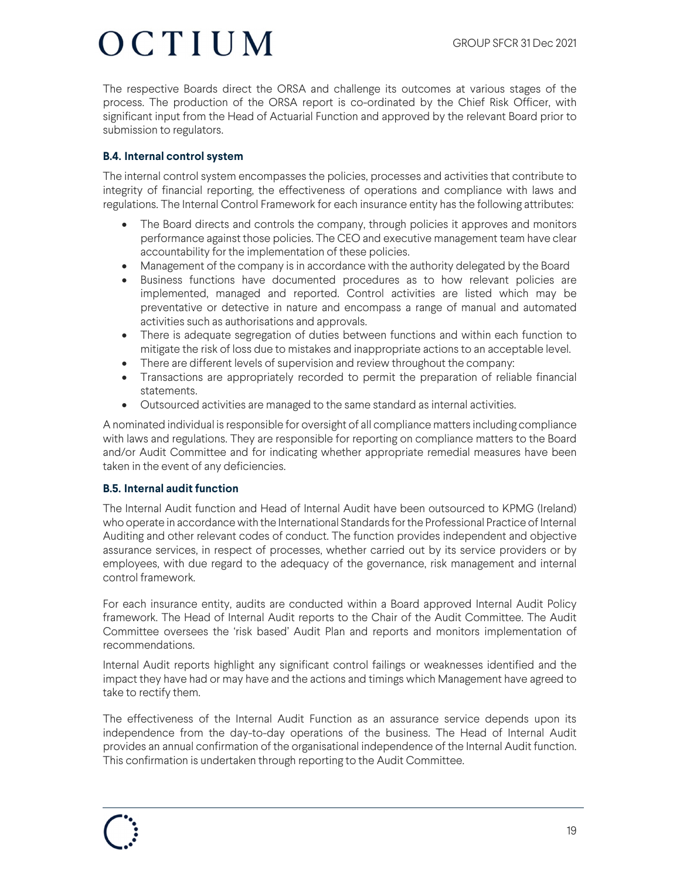The respective Boards direct the ORSA and challenge its outcomes at various stages of the process. The production of the ORSA report is co-ordinated by the Chief Risk Officer, with significant input from the Head of Actuarial Function and approved by the relevant Board prior to submission to regulators.

### B.4. Internal control system

The internal control system encompasses the policies, processes and activities that contribute to integrity of financial reporting, the effectiveness of operations and compliance with laws and regulations. The Internal Control Framework for each insurance entity has the following attributes:

- The Board directs and controls the company, through policies it approves and monitors performance against those policies. The CEO and executive management team have clear accountability for the implementation of these policies.
- Management of the company is in accordance with the authority delegated by the Board
- Business functions have documented procedures as to how relevant policies are implemented, managed and reported. Control activities are listed which may be preventative or detective in nature and encompass a range of manual and automated activities such as authorisations and approvals.
- There is adequate segregation of duties between functions and within each function to mitigate the risk of loss due to mistakes and inappropriate actions to an acceptable level.
- There are different levels of supervision and review throughout the company:
- Transactions are appropriately recorded to permit the preparation of reliable financial statements.
- Outsourced activities are managed to the same standard as internal activities.

A nominated individual is responsible for oversight of all compliance matters including compliance with laws and regulations. They are responsible for reporting on compliance matters to the Board and/or Audit Committee and for indicating whether appropriate remedial measures have been taken in the event of any deficiencies.

### B.5. Internal audit function

The Internal Audit function and Head of Internal Audit have been outsourced to KPMG (Ireland) who operate in accordance with the International Standards for the Professional Practice of Internal Auditing and other relevant codes of conduct. The function provides independent and objective assurance services, in respect of processes, whether carried out by its service providers or by employees, with due regard to the adequacy of the governance, risk management and internal control framework.

For each insurance entity, audits are conducted within a Board approved Internal Audit Policy framework. The Head of Internal Audit reports to the Chair of the Audit Committee. The Audit Committee oversees the 'risk based' Audit Plan and reports and monitors implementation of recommendations.

Internal Audit reports highlight any significant control failings or weaknesses identified and the impact they have had or may have and the actions and timings which Management have agreed to take to rectify them.

The effectiveness of the Internal Audit Function as an assurance service depends upon its independence from the day-to-day operations of the business. The Head of Internal Audit provides an annual confirmation of the organisational independence of the Internal Audit function. This confirmation is undertaken through reporting to the Audit Committee.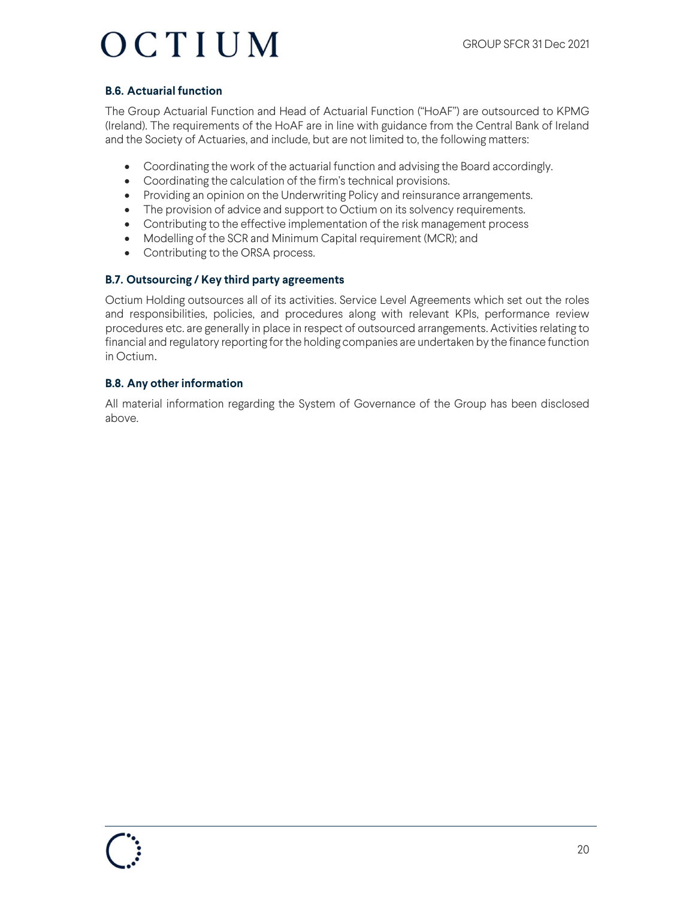### B.6. Actuarial function

The Group Actuarial Function and Head of Actuarial Function ("HoAF") are outsourced to KPMG (Ireland). The requirements of the HoAF are in line with guidance from the Central Bank of Ireland and the Society of Actuaries, and include, but are not limited to, the following matters:

- Coordinating the work of the actuarial function and advising the Board accordingly.
- Coordinating the calculation of the firm's technical provisions.
- Providing an opinion on the Underwriting Policy and reinsurance arrangements.
- The provision of advice and support to Octium on its solvency requirements.
- Contributing to the effective implementation of the risk management process
- Modelling of the SCR and Minimum Capital requirement (MCR); and
- Contributing to the ORSA process.

### B.7. Outsourcing / Key third party agreements

Octium Holding outsources all of its activities. Service Level Agreements which set out the roles and responsibilities, policies, and procedures along with relevant KPIs, performance review procedures etc. are generally in place in respect of outsourced arrangements. Activities relating to financial and regulatory reporting for the holding companies are undertaken by the finance function in Octium.

### B.8. Any other information

All material information regarding the System of Governance of the Group has been disclosed above.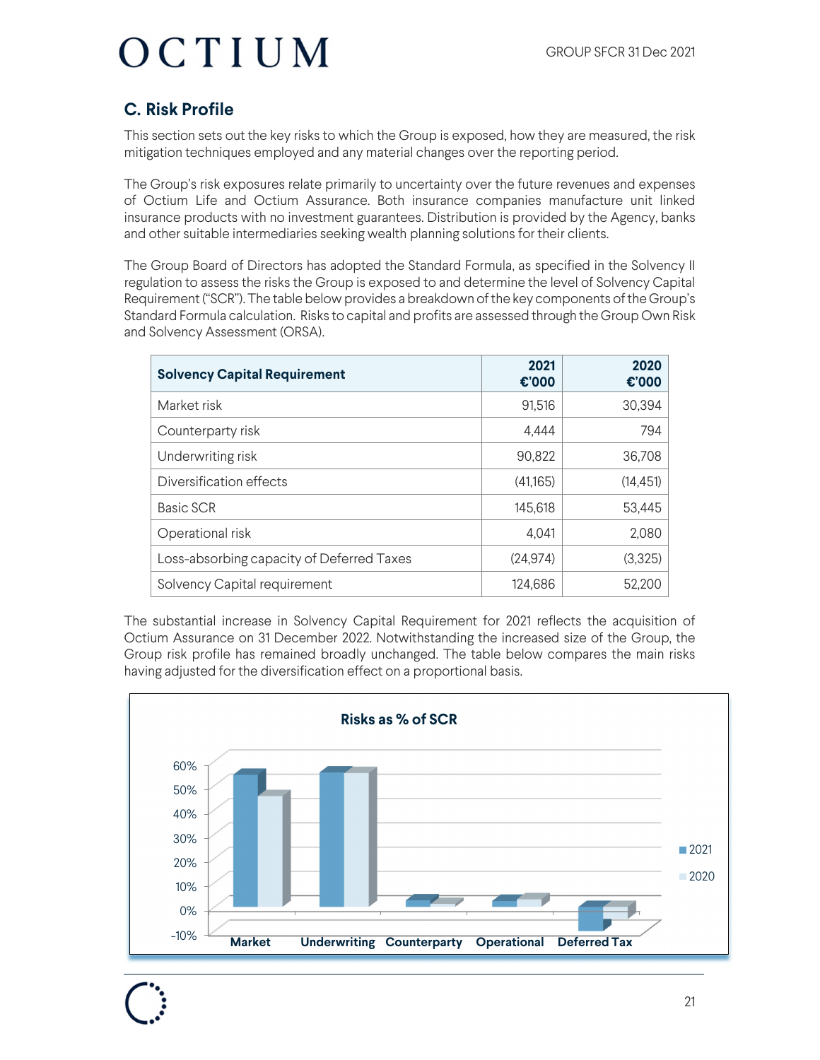## C. Risk Profile

This section sets out the key risks to which the Group is exposed, how they are measured, the risk mitigation techniques employed and any material changes over the reporting period.

The Group's risk exposures relate primarily to uncertainty over the future revenues and expenses of Octium Life and Octium Assurance. Both insurance companies manufacture unit linked insurance products with no investment guarantees. Distribution is provided by the Agency, banks and other suitable intermediaries seeking wealth planning solutions for their clients.

The Group Board of Directors has adopted the Standard Formula, as specified in the Solvency II regulation to assess the risks the Group is exposed to and determine the level of Solvency Capital Requirement ("SCR"). The table below provides a breakdown of the key components of the Group's Standard Formula calculation. Risks to capital and profits are assessed through the Group Own Risk and Solvency Assessment (ORSA).

| Solvency Capital Requirement | 2021 €'000 | 2020 €'000 |
|---|---|---|
| Market risk | 91,516 | 30,394 |
| Counterparty risk | 4,444 | 794 |
| Underwriting risk | 90,822 | 36,708 |
| Diversification effects | (41,165) | (14,451) |
| Basic SCR | 145,618 | 53,445 |
| Operational risk | 4,041 | 2,080 |
| Loss-absorbing capacity of Deferred Taxes | (24,974) | (3,325) |
| Solvency Capital requirement | 124,686 | 52,200 |

The substantial increase in Solvency Capital Requirement for 2021 reflects the acquisition of Octium Assurance on 31 December 2022. Notwithstanding the increased size of the Group, the Group risk profile has remained broadly unchanged. The table below compares the main risks having adjusted for the diversification effect on a proportional basis.

**Risks as % of SCR**

(Chart: Market, Underwriting, Counterparty, Operational, Deferred Tax — 2021 vs 2020; y-axis from -10% to 60%)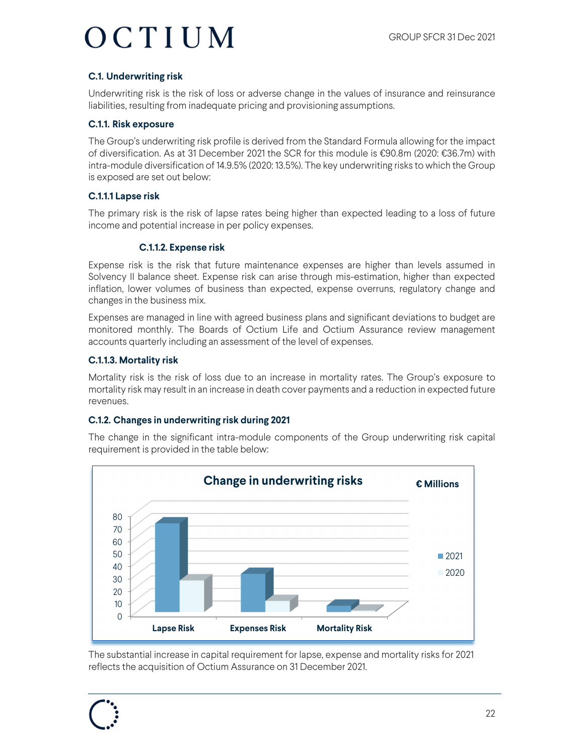### C.1. Underwriting risk

Underwriting risk is the risk of loss or adverse change in the values of insurance and reinsurance liabilities, resulting from inadequate pricing and provisioning assumptions.

#### C.1.1. Risk exposure

The Group's underwriting risk profile is derived from the Standard Formula allowing for the impact of diversification. As at 31 December 2021 the SCR for this module is €90.8m (2020: €36.7m) with intra-module diversification of 14.9.5% (2020: 13.5%). The key underwriting risks to which the Group is exposed are set out below:

#### C.1.1.1 Lapse risk

The primary risk is the risk of lapse rates being higher than expected leading to a loss of future income and potential increase in per policy expenses.

#### C.1.1.2. Expense risk

Expense risk is the risk that future maintenance expenses are higher than levels assumed in Solvency II balance sheet. Expense risk can arise through mis-estimation, higher than expected inflation, lower volumes of business than expected, expense overruns, regulatory change and changes in the business mix.

Expenses are managed in line with agreed business plans and significant deviations to budget are monitored monthly. The Boards of Octium Life and Octium Assurance review management accounts quarterly including an assessment of the level of expenses.

#### C.1.1.3. Mortality risk

Mortality risk is the risk of loss due to an increase in mortality rates. The Group's exposure to mortality risk may result in an increase in death cover payments and a reduction in expected future revenues.

#### C.1.2. Changes in underwriting risk during 2021

The change in the significant intra-module components of the Group underwriting risk capital requirement is provided in the table below:

**Change in underwriting risks** — € Millions

| | 2021 | 2020 |
|---|---|---|
| Lapse Risk | ~71 | ~26 |
| Expenses Risk | ~31 | ~9 |
| Mortality Risk | ~5 | ~0 |

The substantial increase in capital requirement for lapse, expense and mortality risks for 2021 reflects the acquisition of Octium Assurance on 31 December 2021.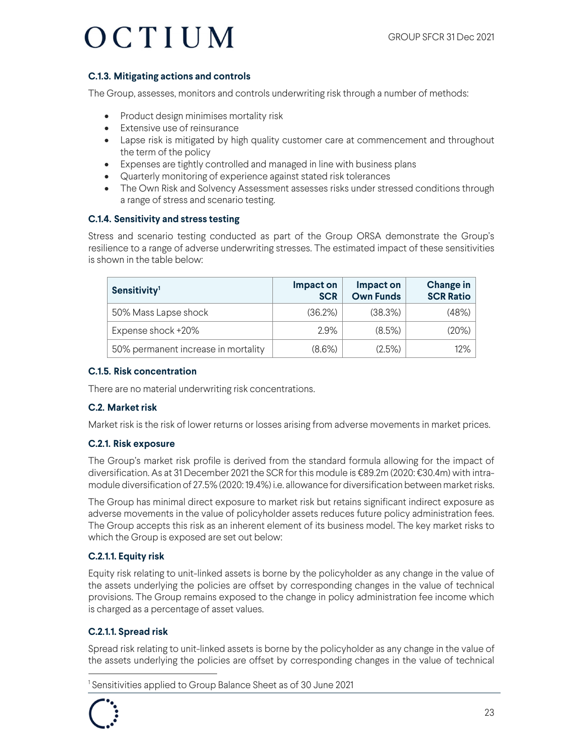### C.1.3. Mitigating actions and controls

The Group, assesses, monitors and controls underwriting risk through a number of methods:

- Product design minimises mortality risk
- Extensive use of reinsurance
- Lapse risk is mitigated by high quality customer care at commencement and throughout the term of the policy
- Expenses are tightly controlled and managed in line with business plans
- Quarterly monitoring of experience against stated risk tolerances
- The Own Risk and Solvency Assessment assesses risks under stressed conditions through a range of stress and scenario testing.

### C.1.4. Sensitivity and stress testing

Stress and scenario testing conducted as part of the Group ORSA demonstrate the Group's resilience to a range of adverse underwriting stresses. The estimated impact of these sensitivities is shown in the table below:

| Sensitivity[1] | Impact on SCR | Impact on Own Funds | Change in SCR Ratio |
|---|---:|---:|---:|
| 50% Mass Lapse shock | (36.2%) | (38.3%) | (48%) |
| Expense shock +20% | 2.9% | (8.5%) | (20%) |
| 50% permanent increase in mortality | (8.6%) | (2.5%) | 12% |

### C.1.5. Risk concentration

There are no material underwriting risk concentrations.

### C.2. Market risk

Market risk is the risk of lower returns or losses arising from adverse movements in market prices.

### C.2.1. Risk exposure

The Group's market risk profile is derived from the standard formula allowing for the impact of diversification. As at 31 December 2021 the SCR for this module is €89.2m (2020: €30.4m) with intra-module diversification of 27.5% (2020: 19.4%) i.e. allowance for diversification between market risks.

The Group has minimal direct exposure to market risk but retains significant indirect exposure as adverse movements in the value of policyholder assets reduces future policy administration fees. The Group accepts this risk as an inherent element of its business model. The key market risks to which the Group is exposed are set out below:

#### C.2.1.1. Equity risk

Equity risk relating to unit-linked assets is borne by the policyholder as any change in the value of the assets underlying the policies are offset by corresponding changes in the value of technical provisions. The Group remains exposed to the change in policy administration fee income which is charged as a percentage of asset values.

#### C.2.1.1. Spread risk

Spread risk relating to unit-linked assets is borne by the policyholder as any change in the value of the assets underlying the policies are offset by corresponding changes in the value of technical

[1] Sensitivities applied to Group Balance Sheet as of 30 June 2021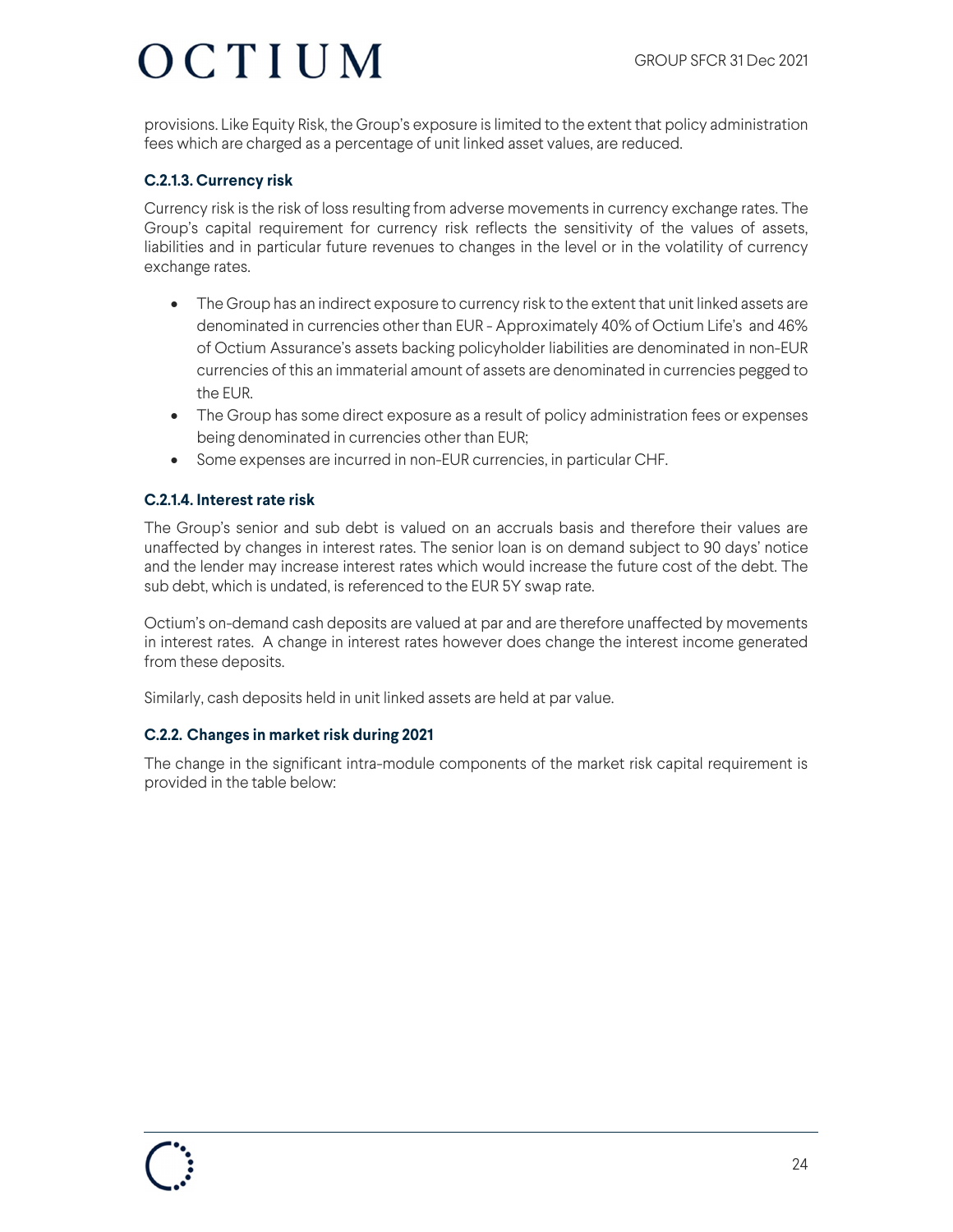provisions. Like Equity Risk, the Group's exposure is limited to the extent that policy administration fees which are charged as a percentage of unit linked asset values, are reduced.

#### C.2.1.3. Currency risk

Currency risk is the risk of loss resulting from adverse movements in currency exchange rates. The Group's capital requirement for currency risk reflects the sensitivity of the values of assets, liabilities and in particular future revenues to changes in the level or in the volatility of currency exchange rates.

- The Group has an indirect exposure to currency risk to the extent that unit linked assets are denominated in currencies other than EUR - Approximately 40% of Octium Life's and 46% of Octium Assurance's assets backing policyholder liabilities are denominated in non-EUR currencies of this an immaterial amount of assets are denominated in currencies pegged to the EUR.
- The Group has some direct exposure as a result of policy administration fees or expenses being denominated in currencies other than EUR;
- Some expenses are incurred in non-EUR currencies, in particular CHF.

#### C.2.1.4. Interest rate risk

The Group's senior and sub debt is valued on an accruals basis and therefore their values are unaffected by changes in interest rates. The senior loan is on demand subject to 90 days' notice and the lender may increase interest rates which would increase the future cost of the debt. The sub debt, which is undated, is referenced to the EUR 5Y swap rate.

Octium's on-demand cash deposits are valued at par and are therefore unaffected by movements in interest rates. A change in interest rates however does change the interest income generated from these deposits.

Similarly, cash deposits held in unit linked assets are held at par value.

### C.2.2. Changes in market risk during 2021

The change in the significant intra-module components of the market risk capital requirement is provided in the table below: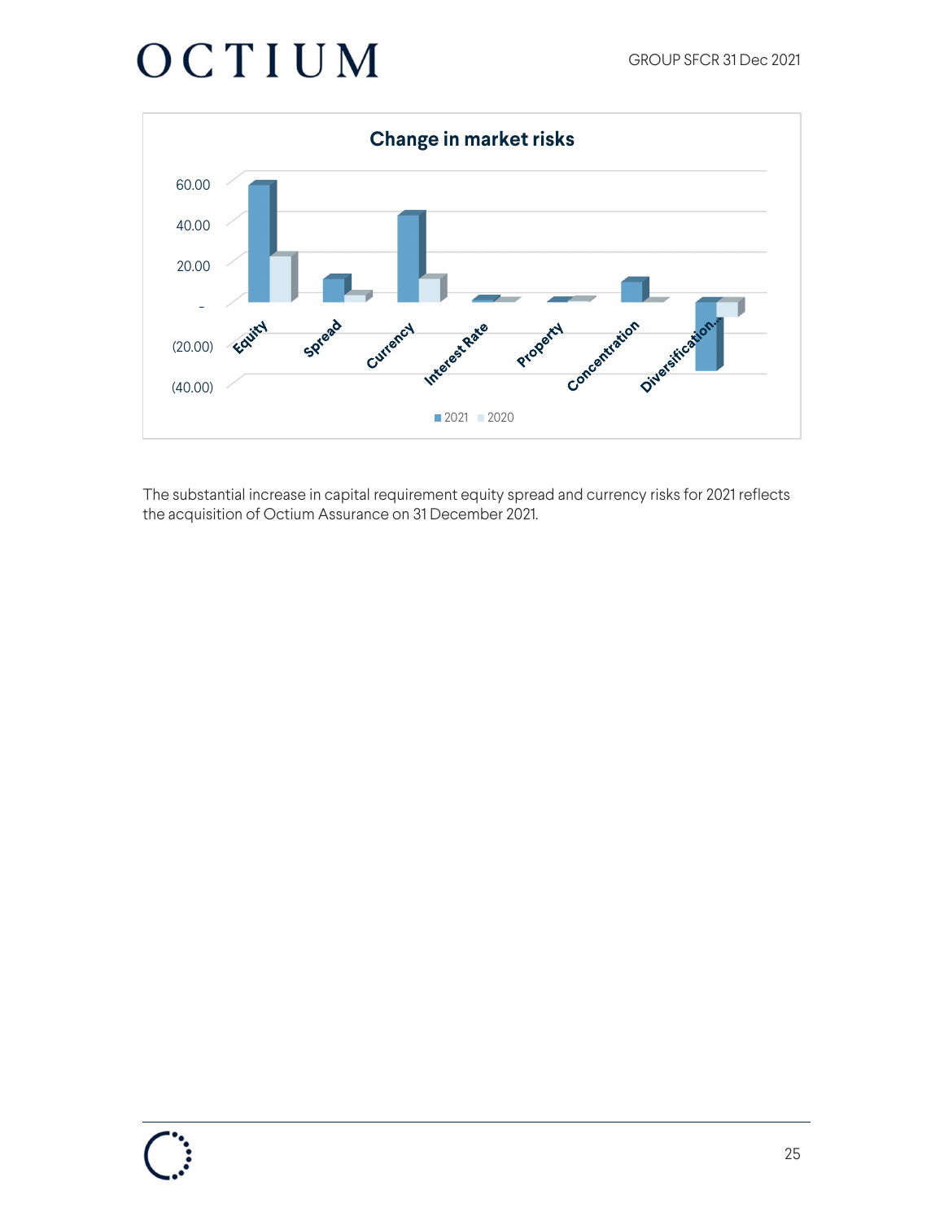**Change in market risks**

The substantial increase in capital requirement equity spread and currency risks for 2021 reflects the acquisition of Octium Assurance on 31 December 2021.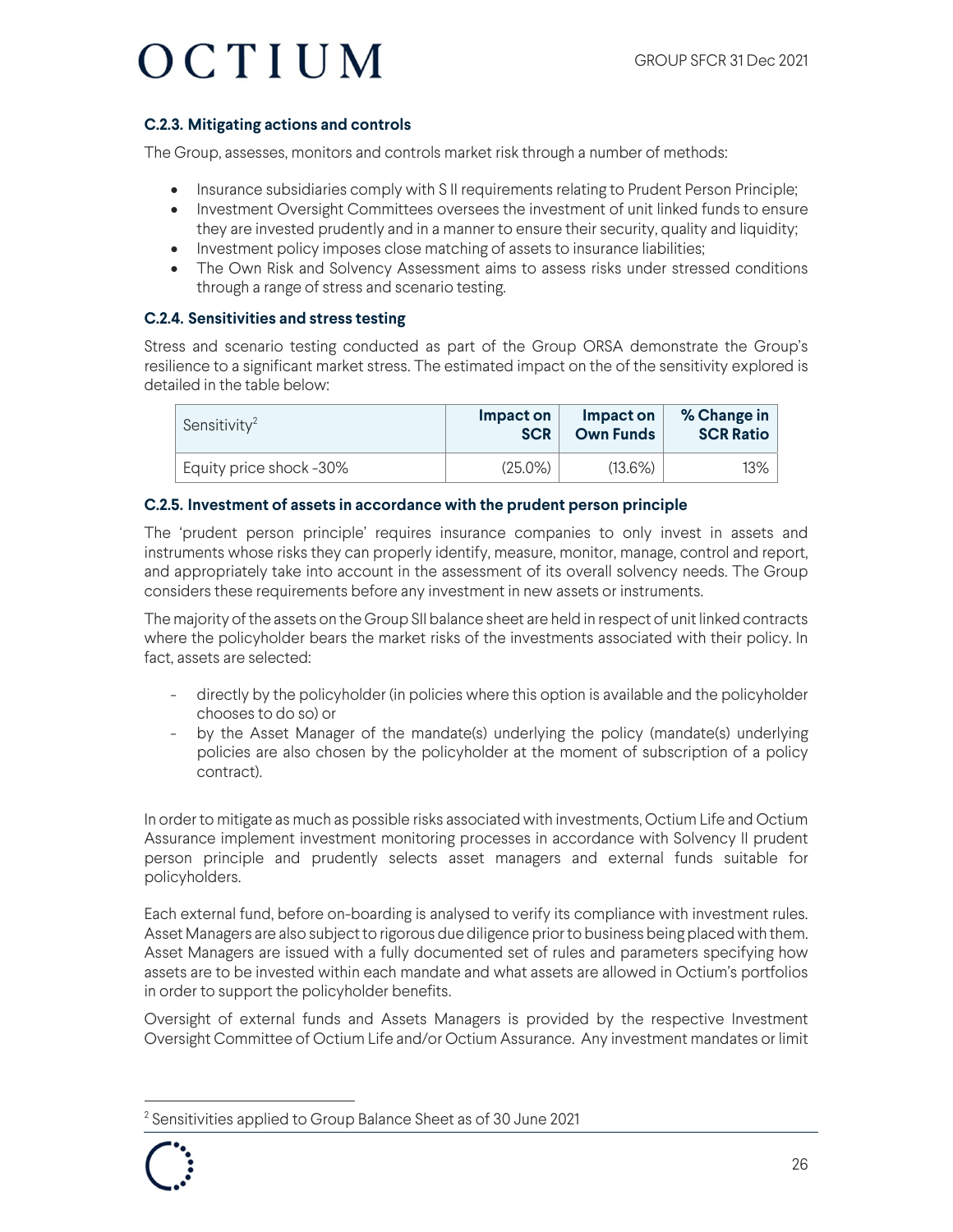### C.2.3. Mitigating actions and controls

The Group, assesses, monitors and controls market risk through a number of methods:

- Insurance subsidiaries comply with S II requirements relating to Prudent Person Principle;
- Investment Oversight Committees oversees the investment of unit linked funds to ensure they are invested prudently and in a manner to ensure their security, quality and liquidity;
- Investment policy imposes close matching of assets to insurance liabilities;
- The Own Risk and Solvency Assessment aims to assess risks under stressed conditions through a range of stress and scenario testing.

### C.2.4. Sensitivities and stress testing

Stress and scenario testing conducted as part of the Group ORSA demonstrate the Group's resilience to a significant market stress. The estimated impact on the of the sensitivity explored is detailed in the table below:

| Sensitivity[2] | Impact on SCR | Impact on Own Funds | % Change in SCR Ratio |
|---|---|---|---|
| Equity price shock -30% | (25.0%) | (13.6%) | 13% |

### C.2.5. Investment of assets in accordance with the prudent person principle

The 'prudent person principle' requires insurance companies to only invest in assets and instruments whose risks they can properly identify, measure, monitor, manage, control and report, and appropriately take into account in the assessment of its overall solvency needs. The Group considers these requirements before any investment in new assets or instruments.

The majority of the assets on the Group SII balance sheet are held in respect of unit linked contracts where the policyholder bears the market risks of the investments associated with their policy. In fact, assets are selected:

- directly by the policyholder (in policies where this option is available and the policyholder chooses to do so) or
- by the Asset Manager of the mandate(s) underlying the policy (mandate(s) underlying policies are also chosen by the policyholder at the moment of subscription of a policy contract).

In order to mitigate as much as possible risks associated with investments, Octium Life and Octium Assurance implement investment monitoring processes in accordance with Solvency II prudent person principle and prudently selects asset managers and external funds suitable for policyholders.

Each external fund, before on-boarding is analysed to verify its compliance with investment rules. Asset Managers are also subject to rigorous due diligence prior to business being placed with them. Asset Managers are issued with a fully documented set of rules and parameters specifying how assets are to be invested within each mandate and what assets are allowed in Octium's portfolios in order to support the policyholder benefits.

Oversight of external funds and Assets Managers is provided by the respective Investment Oversight Committee of Octium Life and/or Octium Assurance. Any investment mandates or limit

[2] Sensitivities applied to Group Balance Sheet as of 30 June 2021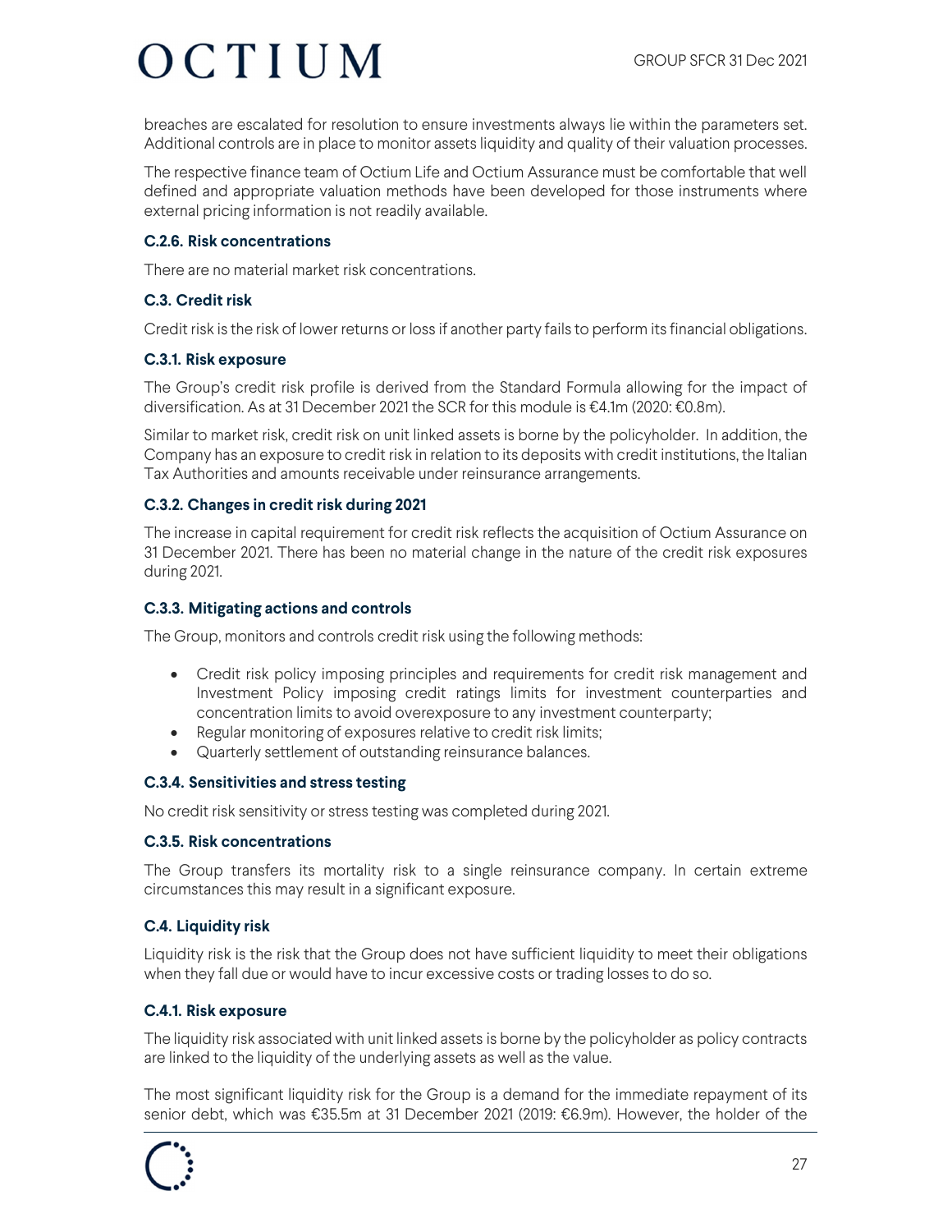breaches are escalated for resolution to ensure investments always lie within the parameters set. Additional controls are in place to monitor assets liquidity and quality of their valuation processes.

The respective finance team of Octium Life and Octium Assurance must be comfortable that well defined and appropriate valuation methods have been developed for those instruments where external pricing information is not readily available.

### C.2.6. Risk concentrations

There are no material market risk concentrations.

## C.3. Credit risk

Credit risk is the risk of lower returns or loss if another party fails to perform its financial obligations.

### C.3.1. Risk exposure

The Group's credit risk profile is derived from the Standard Formula allowing for the impact of diversification. As at 31 December 2021 the SCR for this module is €4.1m (2020: €0.8m).

Similar to market risk, credit risk on unit linked assets is borne by the policyholder. In addition, the Company has an exposure to credit risk in relation to its deposits with credit institutions, the Italian Tax Authorities and amounts receivable under reinsurance arrangements.

### C.3.2. Changes in credit risk during 2021

The increase in capital requirement for credit risk reflects the acquisition of Octium Assurance on 31 December 2021. There has been no material change in the nature of the credit risk exposures during 2021.

### C.3.3. Mitigating actions and controls

The Group, monitors and controls credit risk using the following methods:

- Credit risk policy imposing principles and requirements for credit risk management and Investment Policy imposing credit ratings limits for investment counterparties and concentration limits to avoid overexposure to any investment counterparty;
- Regular monitoring of exposures relative to credit risk limits;
- Quarterly settlement of outstanding reinsurance balances.

### C.3.4. Sensitivities and stress testing

No credit risk sensitivity or stress testing was completed during 2021.

### C.3.5. Risk concentrations

The Group transfers its mortality risk to a single reinsurance company. In certain extreme circumstances this may result in a significant exposure.

## C.4. Liquidity risk

Liquidity risk is the risk that the Group does not have sufficient liquidity to meet their obligations when they fall due or would have to incur excessive costs or trading losses to do so.

### C.4.1. Risk exposure

The liquidity risk associated with unit linked assets is borne by the policyholder as policy contracts are linked to the liquidity of the underlying assets as well as the value.

The most significant liquidity risk for the Group is a demand for the immediate repayment of its senior debt, which was €35.5m at 31 December 2021 (2019: €6.9m). However, the holder of the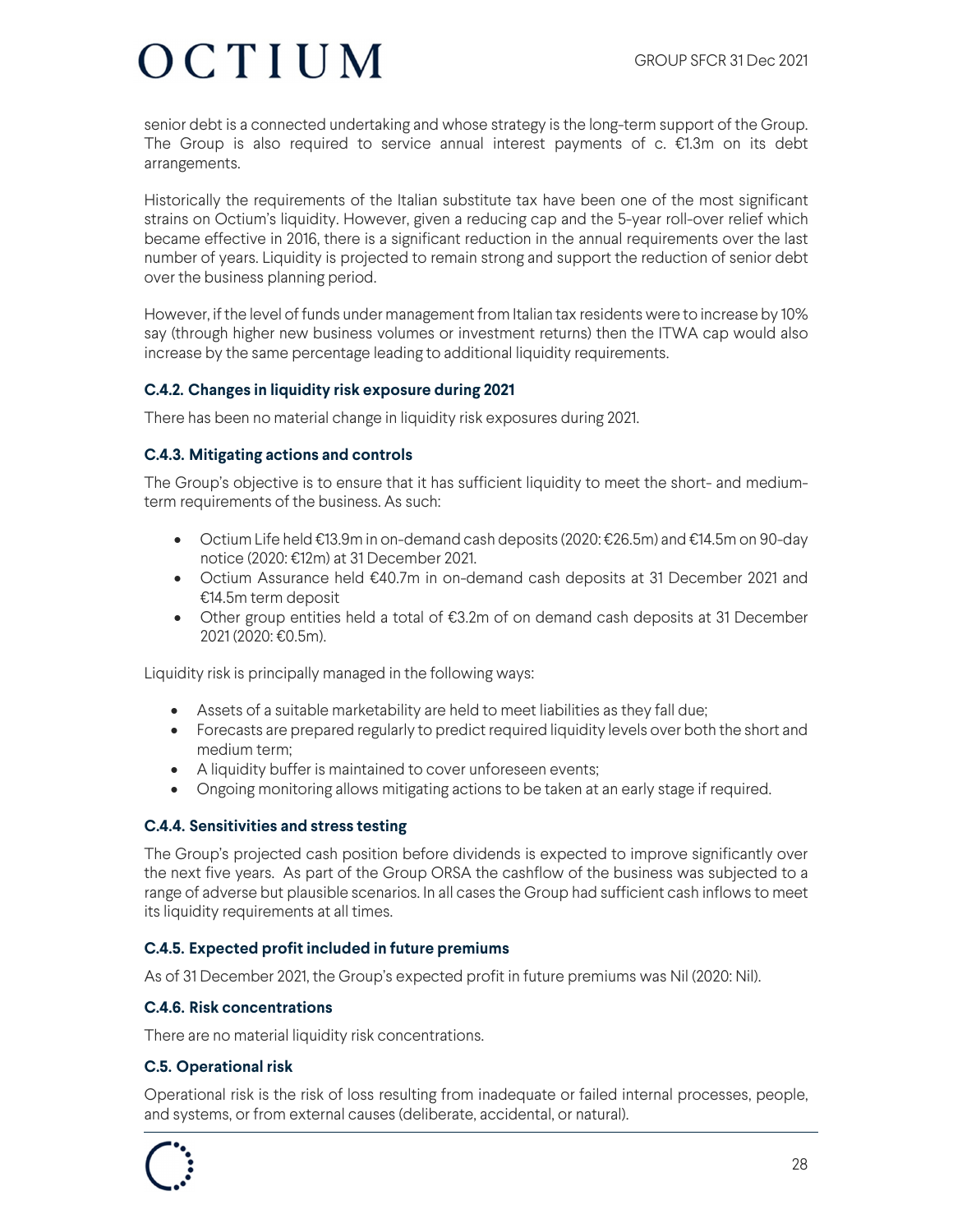senior debt is a connected undertaking and whose strategy is the long-term support of the Group. The Group is also required to service annual interest payments of c. €1.3m on its debt arrangements.

Historically the requirements of the Italian substitute tax have been one of the most significant strains on Octium's liquidity. However, given a reducing cap and the 5-year roll-over relief which became effective in 2016, there is a significant reduction in the annual requirements over the last number of years. Liquidity is projected to remain strong and support the reduction of senior debt over the business planning period.

However, if the level of funds under management from Italian tax residents were to increase by 10% say (through higher new business volumes or investment returns) then the ITWA cap would also increase by the same percentage leading to additional liquidity requirements.

### C.4.2. Changes in liquidity risk exposure during 2021

There has been no material change in liquidity risk exposures during 2021.

### C.4.3. Mitigating actions and controls

The Group's objective is to ensure that it has sufficient liquidity to meet the short- and medium-term requirements of the business. As such:

- Octium Life held €13.9m in on-demand cash deposits (2020: €26.5m) and €14.5m on 90-day notice (2020: €12m) at 31 December 2021.
- Octium Assurance held €40.7m in on-demand cash deposits at 31 December 2021 and €14.5m term deposit
- Other group entities held a total of €3.2m of on demand cash deposits at 31 December 2021 (2020: €0.5m).

Liquidity risk is principally managed in the following ways:

- Assets of a suitable marketability are held to meet liabilities as they fall due;
- Forecasts are prepared regularly to predict required liquidity levels over both the short and medium term;
- A liquidity buffer is maintained to cover unforeseen events;
- Ongoing monitoring allows mitigating actions to be taken at an early stage if required.

### C.4.4. Sensitivities and stress testing

The Group's projected cash position before dividends is expected to improve significantly over the next five years. As part of the Group ORSA the cashflow of the business was subjected to a range of adverse but plausible scenarios. In all cases the Group had sufficient cash inflows to meet its liquidity requirements at all times.

### C.4.5. Expected profit included in future premiums

As of 31 December 2021, the Group's expected profit in future premiums was Nil (2020: Nil).

### C.4.6. Risk concentrations

There are no material liquidity risk concentrations.

## C.5. Operational risk

Operational risk is the risk of loss resulting from inadequate or failed internal processes, people, and systems, or from external causes (deliberate, accidental, or natural).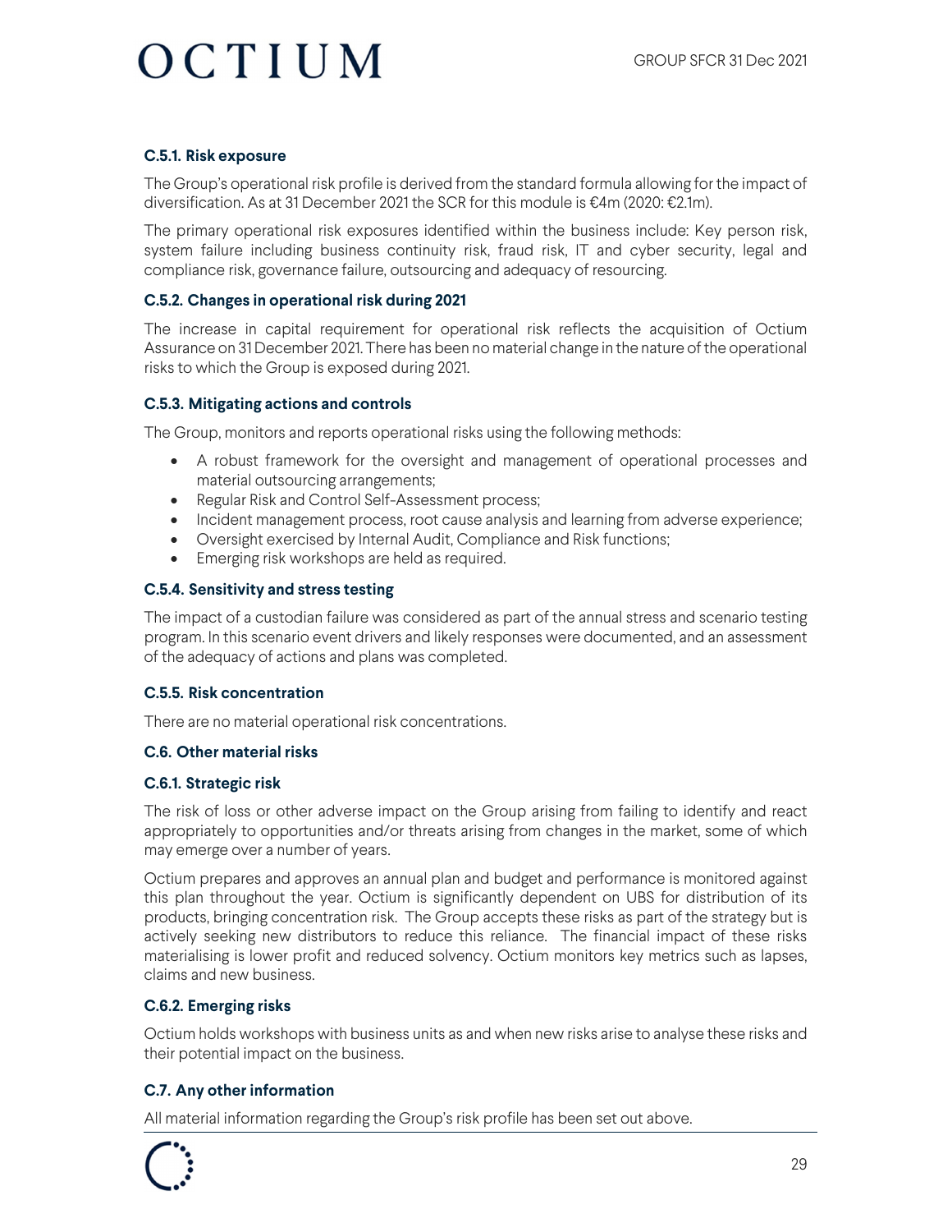#### C.5.1. Risk exposure

The Group's operational risk profile is derived from the standard formula allowing for the impact of diversification. As at 31 December 2021 the SCR for this module is €4m (2020: €2.1m).

The primary operational risk exposures identified within the business include: Key person risk, system failure including business continuity risk, fraud risk, IT and cyber security, legal and compliance risk, governance failure, outsourcing and adequacy of resourcing.

#### C.5.2. Changes in operational risk during 2021

The increase in capital requirement for operational risk reflects the acquisition of Octium Assurance on 31 December 2021. There has been no material change in the nature of the operational risks to which the Group is exposed during 2021.

#### C.5.3. Mitigating actions and controls

The Group, monitors and reports operational risks using the following methods:

- A robust framework for the oversight and management of operational processes and material outsourcing arrangements;
- Regular Risk and Control Self-Assessment process;
- Incident management process, root cause analysis and learning from adverse experience;
- Oversight exercised by Internal Audit, Compliance and Risk functions;
- Emerging risk workshops are held as required.

#### C.5.4. Sensitivity and stress testing

The impact of a custodian failure was considered as part of the annual stress and scenario testing program. In this scenario event drivers and likely responses were documented, and an assessment of the adequacy of actions and plans was completed.

#### C.5.5. Risk concentration

There are no material operational risk concentrations.

### C.6. Other material risks

#### C.6.1. Strategic risk

The risk of loss or other adverse impact on the Group arising from failing to identify and react appropriately to opportunities and/or threats arising from changes in the market, some of which may emerge over a number of years.

Octium prepares and approves an annual plan and budget and performance is monitored against this plan throughout the year. Octium is significantly dependent on UBS for distribution of its products, bringing concentration risk. The Group accepts these risks as part of the strategy but is actively seeking new distributors to reduce this reliance. The financial impact of these risks materialising is lower profit and reduced solvency. Octium monitors key metrics such as lapses, claims and new business.

#### C.6.2. Emerging risks

Octium holds workshops with business units as and when new risks arise to analyse these risks and their potential impact on the business.

### C.7. Any other information

All material information regarding the Group's risk profile has been set out above.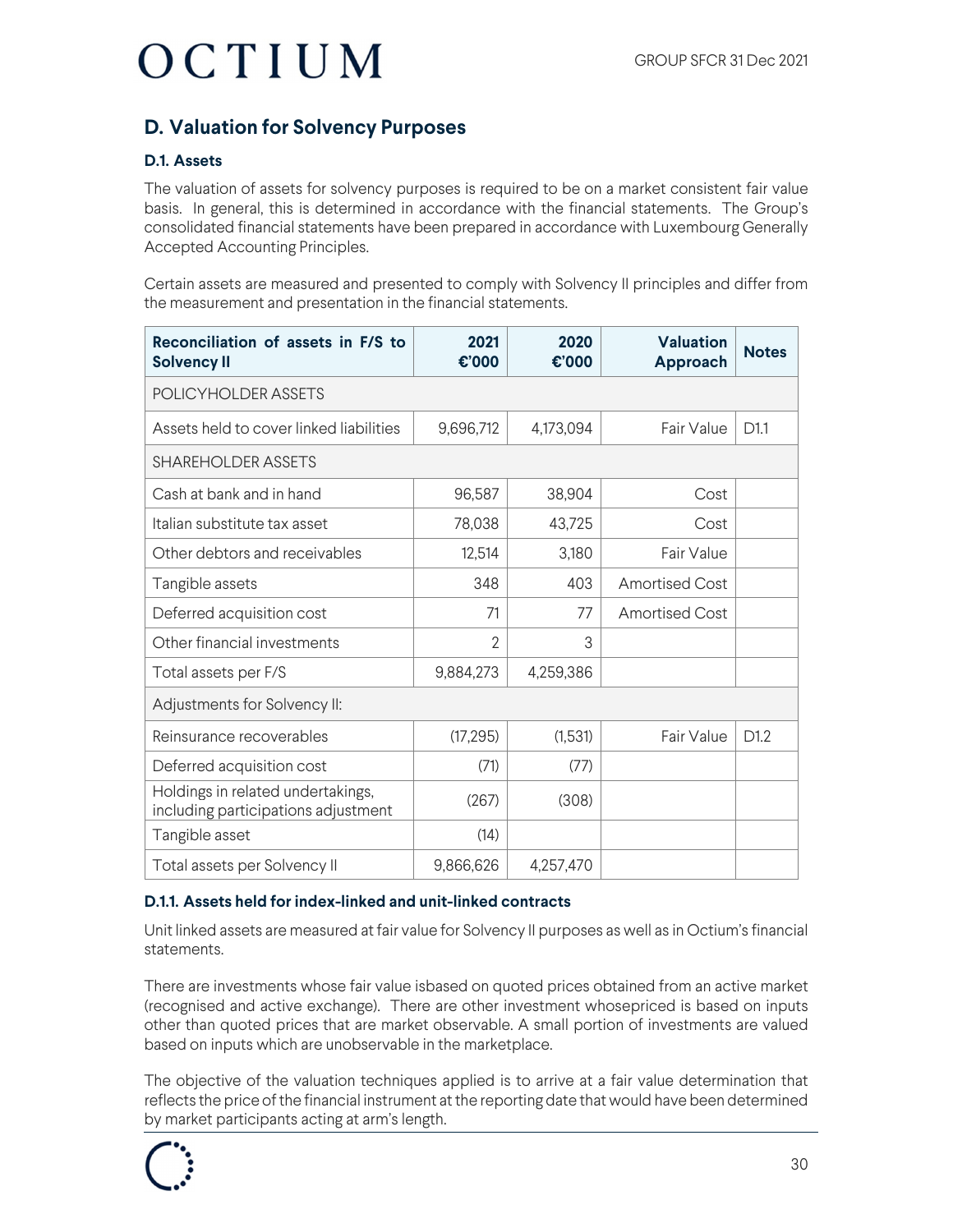## D. Valuation for Solvency Purposes

### D.1. Assets

The valuation of assets for solvency purposes is required to be on a market consistent fair value basis. In general, this is determined in accordance with the financial statements. The Group's consolidated financial statements have been prepared in accordance with Luxembourg Generally Accepted Accounting Principles.

Certain assets are measured and presented to comply with Solvency II principles and differ from the measurement and presentation in the financial statements.

| Reconciliation of assets in F/S to Solvency II | 2021 €'000 | 2020 €'000 | Valuation Approach | Notes |
|---|---|---|---|---|
| POLICYHOLDER ASSETS | | | | |
| Assets held to cover linked liabilities | 9,696,712 | 4,173,094 | Fair Value | D1.1 |
| SHAREHOLDER ASSETS | | | | |
| Cash at bank and in hand | 96,587 | 38,904 | Cost | |
| Italian substitute tax asset | 78,038 | 43,725 | Cost | |
| Other debtors and receivables | 12,514 | 3,180 | Fair Value | |
| Tangible assets | 348 | 403 | Amortised Cost | |
| Deferred acquisition cost | 71 | 77 | Amortised Cost | |
| Other financial investments | 2 | 3 | | |
| Total assets per F/S | 9,884,273 | 4,259,386 | | |
| Adjustments for Solvency II: | | | | |
| Reinsurance recoverables | (17,295) | (1,531) | Fair Value | D1.2 |
| Deferred acquisition cost | (71) | (77) | | |
| Holdings in related undertakings, including participations adjustment | (267) | (308) | | |
| Tangible asset | (14) | | | |
| Total assets per Solvency II | 9,866,626 | 4,257,470 | | |

#### D.1.1. Assets held for index-linked and unit-linked contracts

Unit linked assets are measured at fair value for Solvency II purposes as well as in Octium's financial statements.

There are investments whose fair value isbased on quoted prices obtained from an active market (recognised and active exchange). There are other investment whosepriced is based on inputs other than quoted prices that are market observable. A small portion of investments are valued based on inputs which are unobservable in the marketplace.

The objective of the valuation techniques applied is to arrive at a fair value determination that reflects the price of the financial instrument at the reporting date that would have been determined by market participants acting at arm's length.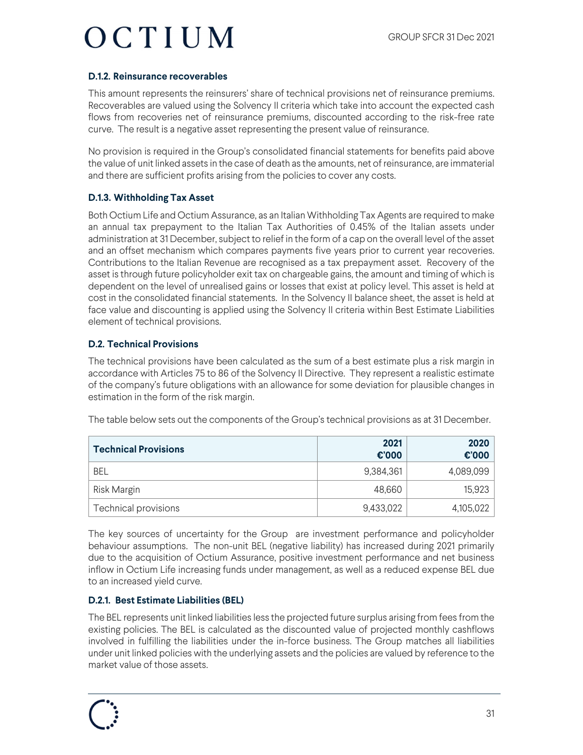### D.1.2. Reinsurance recoverables

This amount represents the reinsurers' share of technical provisions net of reinsurance premiums. Recoverables are valued using the Solvency II criteria which take into account the expected cash flows from recoveries net of reinsurance premiums, discounted according to the risk-free rate curve. The result is a negative asset representing the present value of reinsurance.

No provision is required in the Group's consolidated financial statements for benefits paid above the value of unit linked assets in the case of death as the amounts, net of reinsurance, are immaterial and there are sufficient profits arising from the policies to cover any costs.

### D.1.3. Withholding Tax Asset

Both Octium Life and Octium Assurance, as an Italian Withholding Tax Agents are required to make an annual tax prepayment to the Italian Tax Authorities of 0.45% of the Italian assets under administration at 31 December, subject to relief in the form of a cap on the overall level of the asset and an offset mechanism which compares payments five years prior to current year recoveries. Contributions to the Italian Revenue are recognised as a tax prepayment asset. Recovery of the asset is through future policyholder exit tax on chargeable gains, the amount and timing of which is dependent on the level of unrealised gains or losses that exist at policy level. This asset is held at cost in the consolidated financial statements. In the Solvency II balance sheet, the asset is held at face value and discounting is applied using the Solvency II criteria within Best Estimate Liabilities element of technical provisions.

### D.2. Technical Provisions

The technical provisions have been calculated as the sum of a best estimate plus a risk margin in accordance with Articles 75 to 86 of the Solvency II Directive. They represent a realistic estimate of the company's future obligations with an allowance for some deviation for plausible changes in estimation in the form of the risk margin.

The table below sets out the components of the Group's technical provisions as at 31 December.

| Technical Provisions | 2021 €'000 | 2020 €'000 |
|---|---|---|
| BEL | 9,384,361 | 4,089,099 |
| Risk Margin | 48,660 | 15,923 |
| Technical provisions | 9,433,022 | 4,105,022 |

The key sources of uncertainty for the Group are investment performance and policyholder behaviour assumptions. The non-unit BEL (negative liability) has increased during 2021 primarily due to the acquisition of Octium Assurance, positive investment performance and net business inflow in Octium Life increasing funds under management, as well as a reduced expense BEL due to an increased yield curve.

### D.2.1. Best Estimate Liabilities (BEL)

The BEL represents unit linked liabilities less the projected future surplus arising from fees from the existing policies. The BEL is calculated as the discounted value of projected monthly cashflows involved in fulfilling the liabilities under the in-force business. The Group matches all liabilities under unit linked policies with the underlying assets and the policies are valued by reference to the market value of those assets.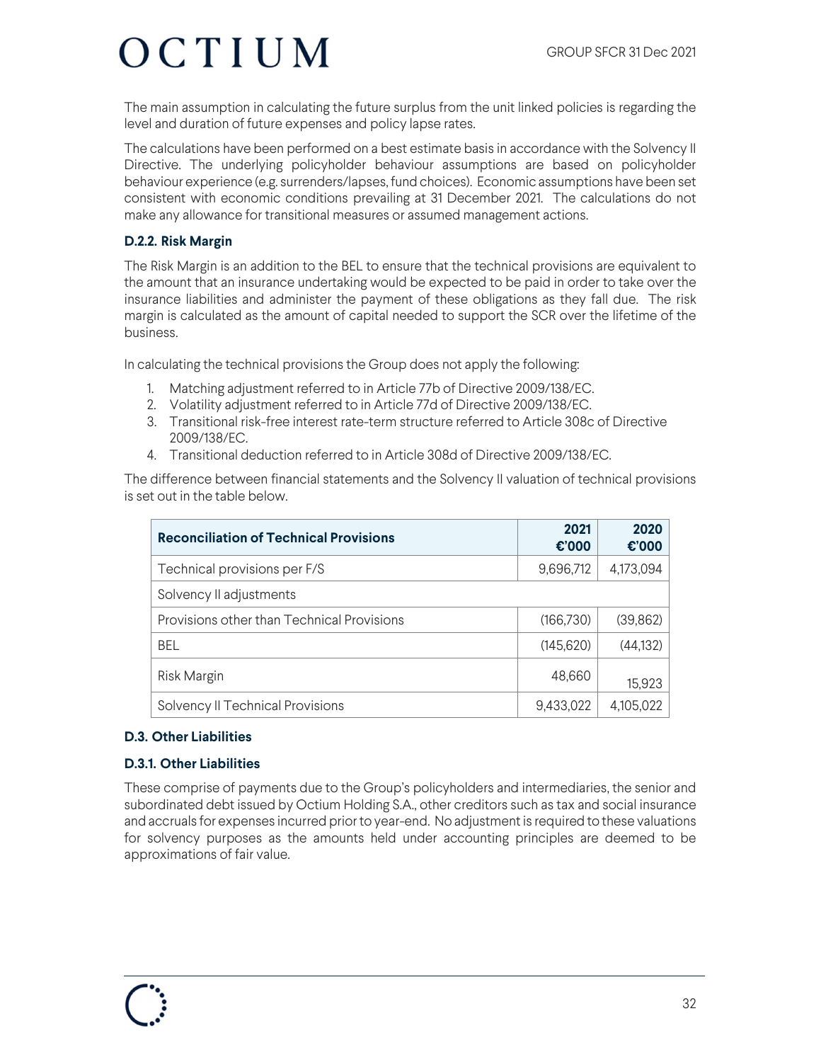The main assumption in calculating the future surplus from the unit linked policies is regarding the level and duration of future expenses and policy lapse rates.

The calculations have been performed on a best estimate basis in accordance with the Solvency II Directive. The underlying policyholder behaviour assumptions are based on policyholder behaviour experience (e.g. surrenders/lapses, fund choices). Economic assumptions have been set consistent with economic conditions prevailing at 31 December 2021. The calculations do not make any allowance for transitional measures or assumed management actions.

### D.2.2. Risk Margin

The Risk Margin is an addition to the BEL to ensure that the technical provisions are equivalent to the amount that an insurance undertaking would be expected to be paid in order to take over the insurance liabilities and administer the payment of these obligations as they fall due. The risk margin is calculated as the amount of capital needed to support the SCR over the lifetime of the business.

In calculating the technical provisions the Group does not apply the following:

1. Matching adjustment referred to in Article 77b of Directive 2009/138/EC.
2. Volatility adjustment referred to in Article 77d of Directive 2009/138/EC.
3. Transitional risk-free interest rate-term structure referred to Article 308c of Directive 2009/138/EC.
4. Transitional deduction referred to in Article 308d of Directive 2009/138/EC.

The difference between financial statements and the Solvency II valuation of technical provisions is set out in the table below.

| Reconciliation of Technical Provisions | 2021 €'000 | 2020 €'000 |
|---|---|---|
| Technical provisions per F/S | 9,696,712 | 4,173,094 |
| Solvency II adjustments | | |
| Provisions other than Technical Provisions | (166,730) | (39,862) |
| BEL | (145,620) | (44,132) |
| Risk Margin | 48,660 | 15,923 |
| Solvency II Technical Provisions | 9,433,022 | 4,105,022 |

## D.3. Other Liabilities

### D.3.1. Other Liabilities

These comprise of payments due to the Group's policyholders and intermediaries, the senior and subordinated debt issued by Octium Holding S.A., other creditors such as tax and social insurance and accruals for expenses incurred prior to year-end. No adjustment is required to these valuations for solvency purposes as the amounts held under accounting principles are deemed to be approximations of fair value.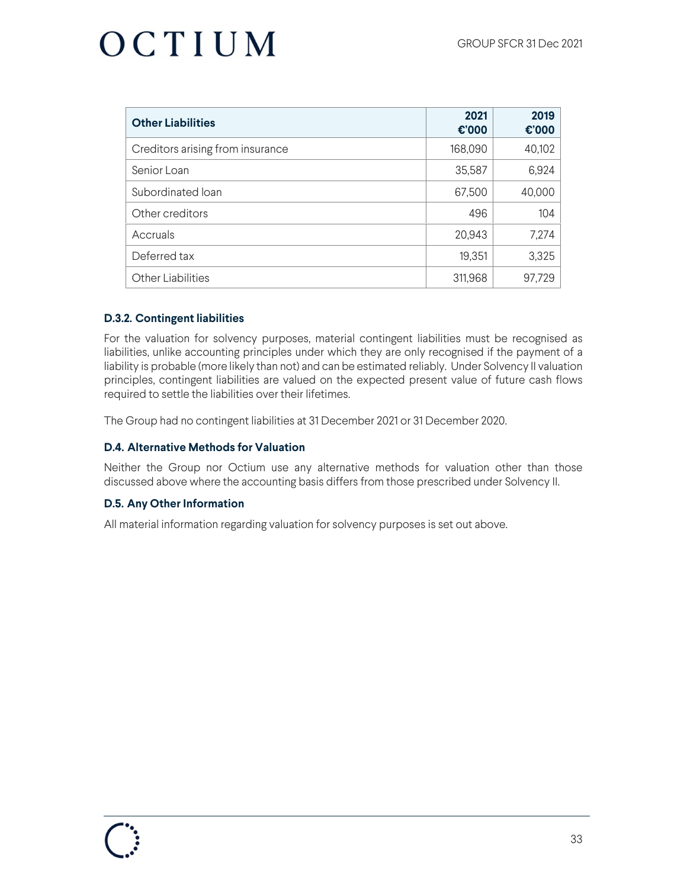| Other Liabilities | 2021 €'000 | 2019 €'000 |
|---|---|---|
| Creditors arising from insurance | 168,090 | 40,102 |
| Senior Loan | 35,587 | 6,924 |
| Subordinated loan | 67,500 | 40,000 |
| Other creditors | 496 | 104 |
| Accruals | 20,943 | 7,274 |
| Deferred tax | 19,351 | 3,325 |
| Other Liabilities | 311,968 | 97,729 |

#### D.3.2. Contingent liabilities

For the valuation for solvency purposes, material contingent liabilities must be recognised as liabilities, unlike accounting principles under which they are only recognised if the payment of a liability is probable (more likely than not) and can be estimated reliably. Under Solvency II valuation principles, contingent liabilities are valued on the expected present value of future cash flows required to settle the liabilities over their lifetimes.

The Group had no contingent liabilities at 31 December 2021 or 31 December 2020.

### D.4. Alternative Methods for Valuation

Neither the Group nor Octium use any alternative methods for valuation other than those discussed above where the accounting basis differs from those prescribed under Solvency II.

### D.5. Any Other Information

All material information regarding valuation for solvency purposes is set out above.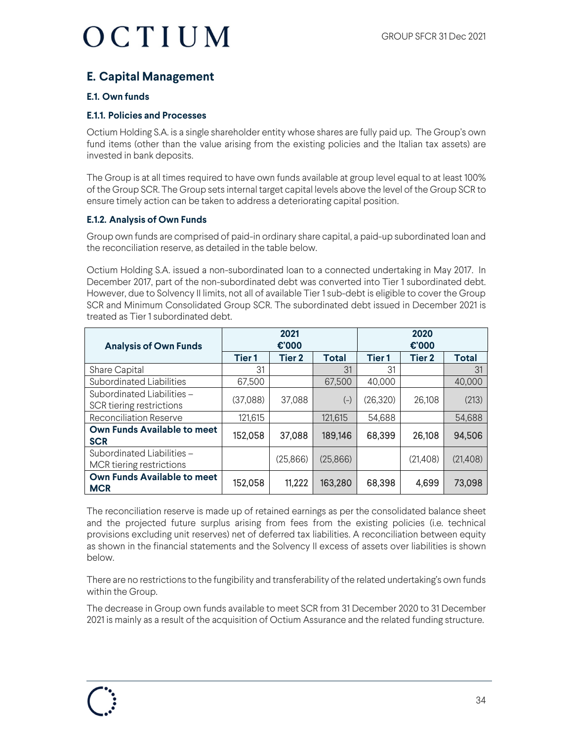## E. Capital Management

### E.1. Own funds

#### E.1.1. Policies and Processes

Octium Holding S.A. is a single shareholder entity whose shares are fully paid up. The Group's own fund items (other than the value arising from the existing policies and the Italian tax assets) are invested in bank deposits.

The Group is at all times required to have own funds available at group level equal to at least 100% of the Group SCR. The Group sets internal target capital levels above the level of the Group SCR to ensure timely action can be taken to address a deteriorating capital position.

#### E.1.2. Analysis of Own Funds

Group own funds are comprised of paid-in ordinary share capital, a paid-up subordinated loan and the reconciliation reserve, as detailed in the table below.

Octium Holding S.A. issued a non-subordinated loan to a connected undertaking in May 2017. In December 2017, part of the non-subordinated debt was converted into Tier 1 subordinated debt. However, due to Solvency II limits, not all of available Tier 1 sub-debt is eligible to cover the Group SCR and Minimum Consolidated Group SCR. The subordinated debt issued in December 2021 is treated as Tier 1 subordinated debt.

| Analysis of Own Funds | 2021 €'000 | | | 2020 €'000 | | |
|---|---|---|---|---|---|---|
| | Tier 1 | Tier 2 | Total | Tier 1 | Tier 2 | Total |
| Share Capital | 31 | | 31 | 31 | | 31 |
| Subordinated Liabilities | 67,500 | | 67,500 | 40,000 | | 40,000 |
| Subordinated Liabilities – SCR tiering restrictions | (37,088) | 37,088 | (-) | (26,320) | 26,108 | (213) |
| Reconciliation Reserve | 121,615 | | 121,615 | 54,688 | | 54,688 |
| **Own Funds Available to meet SCR** | 152,058 | 37,088 | 189,146 | 68,399 | 26,108 | 94,506 |
| Subordinated Liabilities – MCR tiering restrictions | | (25,866) | (25,866) | | (21,408) | (21,408) |
| **Own Funds Available to meet MCR** | 152,058 | 11,222 | 163,280 | 68,398 | 4,699 | 73,098 |

The reconciliation reserve is made up of retained earnings as per the consolidated balance sheet and the projected future surplus arising from fees from the existing policies (i.e. technical provisions excluding unit reserves) net of deferred tax liabilities. A reconciliation between equity as shown in the financial statements and the Solvency II excess of assets over liabilities is shown below.

There are no restrictions to the fungibility and transferability of the related undertaking's own funds within the Group.

The decrease in Group own funds available to meet SCR from 31 December 2020 to 31 December 2021 is mainly as a result of the acquisition of Octium Assurance and the related funding structure.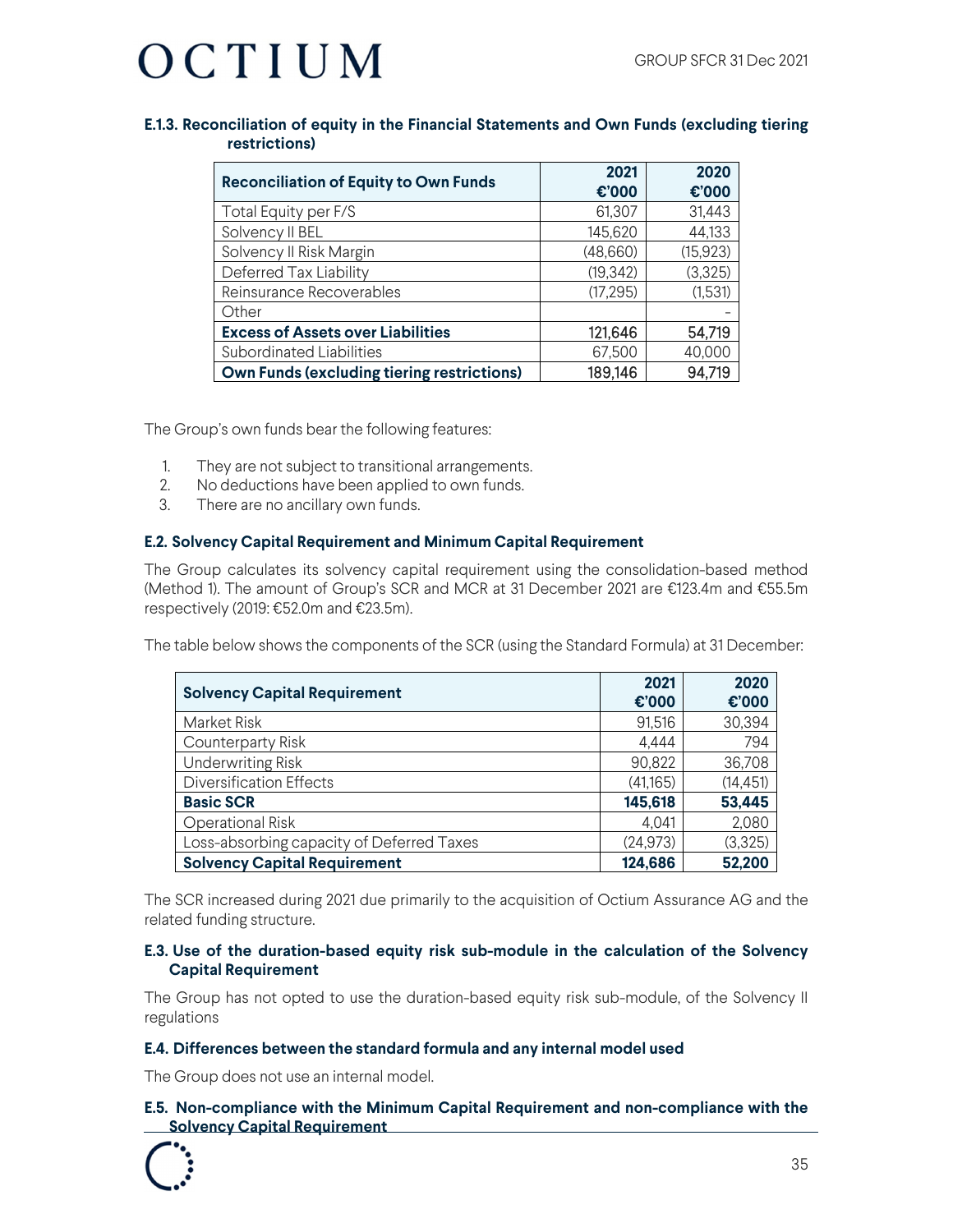### E.1.3. Reconciliation of equity in the Financial Statements and Own Funds (excluding tiering restrictions)

| Reconciliation of Equity to Own Funds | 2021 €'000 | 2020 €'000 |
|---|---|---|
| Total Equity per F/S | 61,307 | 31,443 |
| Solvency II BEL | 145,620 | 44,133 |
| Solvency II Risk Margin | (48,660) | (15,923) |
| Deferred Tax Liability | (19,342) | (3,325) |
| Reinsurance Recoverables | (17,295) | (1,531) |
| Other | | - |
| **Excess of Assets over Liabilities** | 121,646 | 54,719 |
| Subordinated Liabilities | 67,500 | 40,000 |
| **Own Funds (excluding tiering restrictions)** | 189,146 | 94,719 |

The Group's own funds bear the following features:

1. They are not subject to transitional arrangements.
2. No deductions have been applied to own funds.
3. There are no ancillary own funds.

### E.2. Solvency Capital Requirement and Minimum Capital Requirement

The Group calculates its solvency capital requirement using the consolidation-based method (Method 1). The amount of Group's SCR and MCR at 31 December 2021 are €123.4m and €55.5m respectively (2019: €52.0m and €23.5m).

The table below shows the components of the SCR (using the Standard Formula) at 31 December:

| Solvency Capital Requirement | 2021 €'000 | 2020 €'000 |
|---|---|---|
| Market Risk | 91,516 | 30,394 |
| Counterparty Risk | 4,444 | 794 |
| Underwriting Risk | 90,822 | 36,708 |
| Diversification Effects | (41,165) | (14,451) |
| **Basic SCR** | **145,618** | **53,445** |
| Operational Risk | 4,041 | 2,080 |
| Loss-absorbing capacity of Deferred Taxes | (24,973) | (3,325) |
| **Solvency Capital Requirement** | **124,686** | **52,200** |

The SCR increased during 2021 due primarily to the acquisition of Octium Assurance AG and the related funding structure.

### E.3. Use of the duration-based equity risk sub-module in the calculation of the Solvency Capital Requirement

The Group has not opted to use the duration-based equity risk sub-module, of the Solvency II regulations

### E.4. Differences between the standard formula and any internal model used

The Group does not use an internal model.

### E.5. Non-compliance with the Minimum Capital Requirement and non-compliance with the Solvency Capital Requirement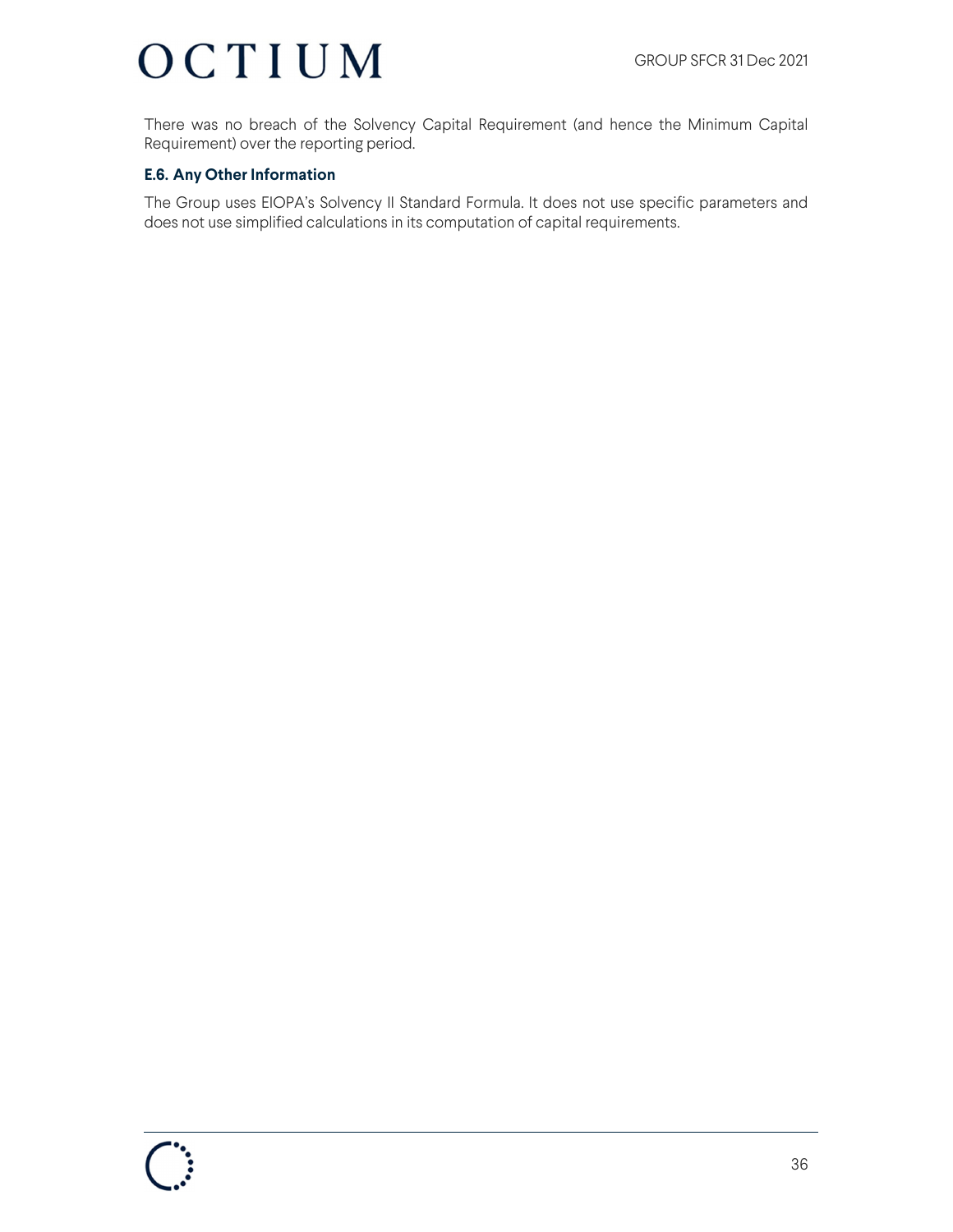There was no breach of the Solvency Capital Requirement (and hence the Minimum Capital Requirement) over the reporting period.

### E.6. Any Other Information

The Group uses EIOPA's Solvency II Standard Formula. It does not use specific parameters and does not use simplified calculations in its computation of capital requirements.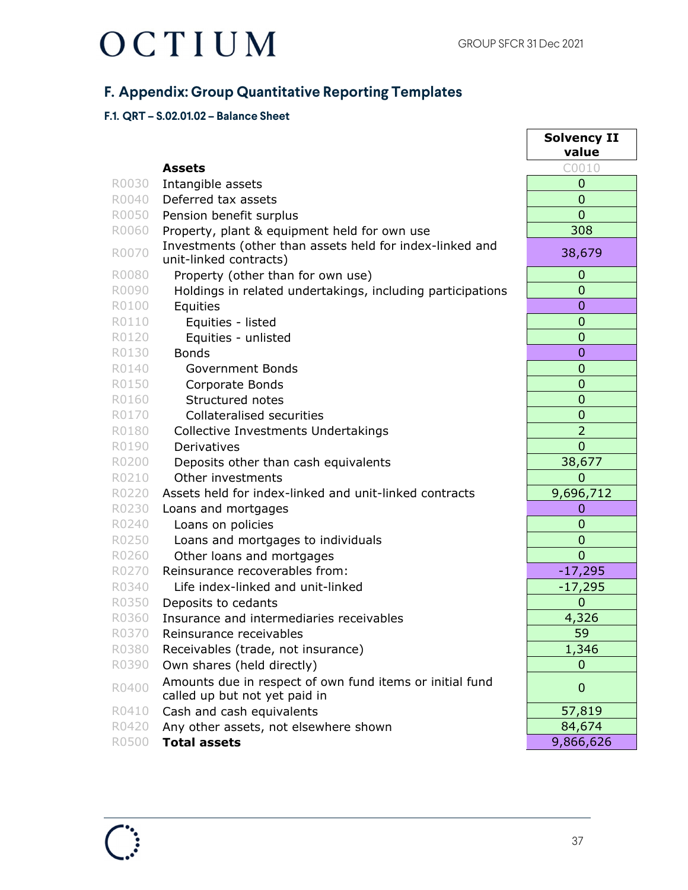## F. Appendix: Group Quantitative Reporting Templates

### F.1. QRT – S.02.01.02 – Balance Sheet

| | | Solvency II value |
|---|---|---|
| | **Assets** | C0010 |
| R0030 | Intangible assets | 0 |
| R0040 | Deferred tax assets | 0 |
| R0050 | Pension benefit surplus | 0 |
| R0060 | Property, plant & equipment held for own use | 308 |
| R0070 | Investments (other than assets held for index-linked and unit-linked contracts) | 38,679 |
| R0080 | Property (other than for own use) | 0 |
| R0090 | Holdings in related undertakings, including participations | 0 |
| R0100 | Equities | 0 |
| R0110 | Equities - listed | 0 |
| R0120 | Equities - unlisted | 0 |
| R0130 | Bonds | 0 |
| R0140 | Government Bonds | 0 |
| R0150 | Corporate Bonds | 0 |
| R0160 | Structured notes | 0 |
| R0170 | Collateralised securities | 0 |
| R0180 | Collective Investments Undertakings | 2 |
| R0190 | Derivatives | 0 |
| R0200 | Deposits other than cash equivalents | 38,677 |
| R0210 | Other investments | 0 |
| R0220 | Assets held for index-linked and unit-linked contracts | 9,696,712 |
| R0230 | Loans and mortgages | 0 |
| R0240 | Loans on policies | 0 |
| R0250 | Loans and mortgages to individuals | 0 |
| R0260 | Other loans and mortgages | 0 |
| R0270 | Reinsurance recoverables from: | -17,295 |
| R0340 | Life index-linked and unit-linked | -17,295 |
| R0350 | Deposits to cedants | 0 |
| R0360 | Insurance and intermediaries receivables | 4,326 |
| R0370 | Reinsurance receivables | 59 |
| R0380 | Receivables (trade, not insurance) | 1,346 |
| R0390 | Own shares (held directly) | 0 |
| R0400 | Amounts due in respect of own fund items or initial fund called up but not yet paid in | 0 |
| R0410 | Cash and cash equivalents | 57,819 |
| R0420 | Any other assets, not elsewhere shown | 84,674 |
| R0500 | **Total assets** | 9,866,626 |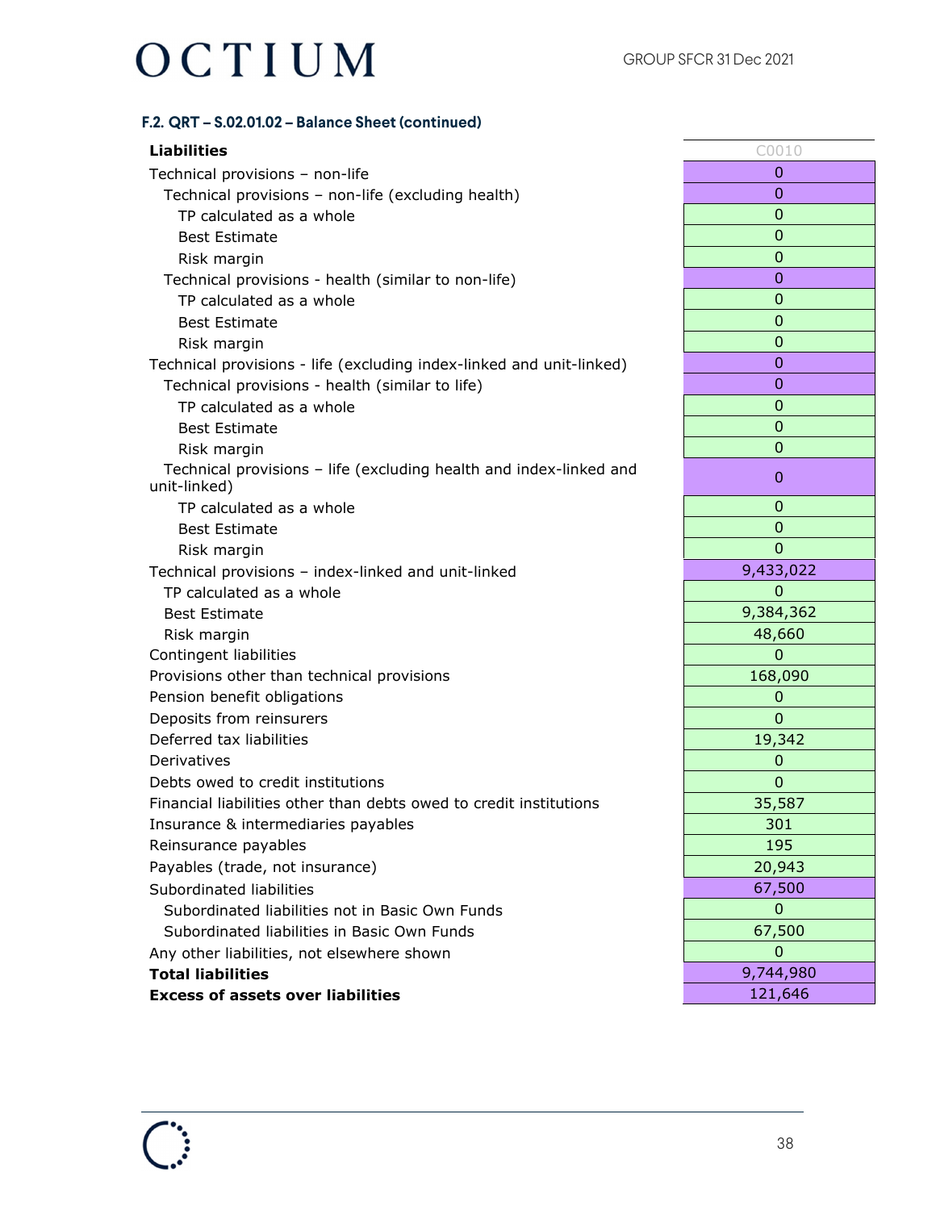### F.2. QRT – S.02.01.02 – Balance Sheet (continued)

| **Liabilities** | C0010 |
|---|---|
| Technical provisions – non-life | 0 |
| Technical provisions – non-life (excluding health) | 0 |
| TP calculated as a whole | 0 |
| Best Estimate | 0 |
| Risk margin | 0 |
| Technical provisions - health (similar to non-life) | 0 |
| TP calculated as a whole | 0 |
| Best Estimate | 0 |
| Risk margin | 0 |
| Technical provisions - life (excluding index-linked and unit-linked) | 0 |
| Technical provisions - health (similar to life) | 0 |
| TP calculated as a whole | 0 |
| Best Estimate | 0 |
| Risk margin | 0 |
| Technical provisions – life (excluding health and index-linked and unit-linked) | 0 |
| TP calculated as a whole | 0 |
| Best Estimate | 0 |
| Risk margin | 0 |
| Technical provisions – index-linked and unit-linked | 9,433,022 |
| TP calculated as a whole | 0 |
| Best Estimate | 9,384,362 |
| Risk margin | 48,660 |
| Contingent liabilities | 0 |
| Provisions other than technical provisions | 168,090 |
| Pension benefit obligations | 0 |
| Deposits from reinsurers | 0 |
| Deferred tax liabilities | 19,342 |
| Derivatives | 0 |
| Debts owed to credit institutions | 0 |
| Financial liabilities other than debts owed to credit institutions | 35,587 |
| Insurance & intermediaries payables | 301 |
| Reinsurance payables | 195 |
| Payables (trade, not insurance) | 20,943 |
| Subordinated liabilities | 67,500 |
| Subordinated liabilities not in Basic Own Funds | 0 |
| Subordinated liabilities in Basic Own Funds | 67,500 |
| Any other liabilities, not elsewhere shown | 0 |
| **Total liabilities** | 9,744,980 |
| **Excess of assets over liabilities** | 121,646 |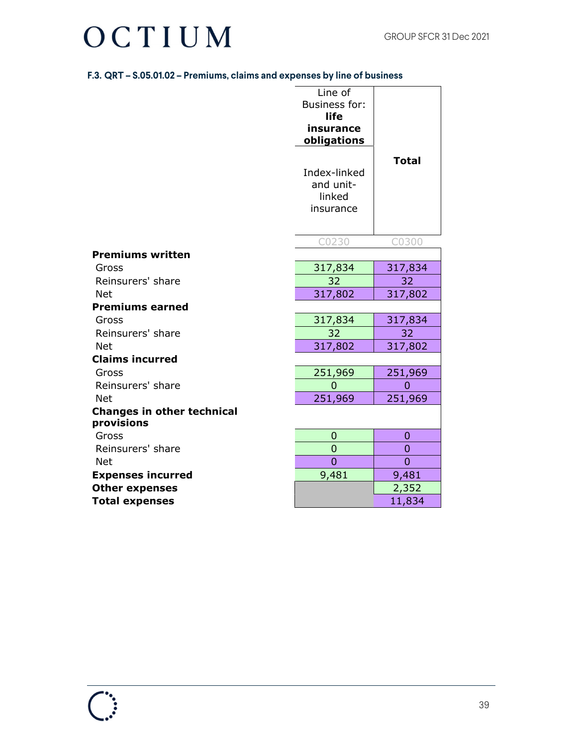### F.3. QRT – S.05.01.02 – Premiums, claims and expenses by line of business

| | Line of Business for: **life insurance obligations** | **Total** |
|---|---|---|
| | Index-linked and unit-linked insurance | |
| | C0230 | C0300 |
| **Premiums written** | | |
| Gross | 317,834 | 317,834 |
| Reinsurers' share | 32 | 32 |
| Net | 317,802 | 317,802 |
| **Premiums earned** | | |
| Gross | 317,834 | 317,834 |
| Reinsurers' share | 32 | 32 |
| Net | 317,802 | 317,802 |
| **Claims incurred** | | |
| Gross | 251,969 | 251,969 |
| Reinsurers' share | 0 | 0 |
| Net | 251,969 | 251,969 |
| **Changes in other technical provisions** | | |
| Gross | 0 | 0 |
| Reinsurers' share | 0 | 0 |
| Net | 0 | 0 |
| **Expenses incurred** | 9,481 | 9,481 |
| **Other expenses** | | 2,352 |
| **Total expenses** | | 11,834 |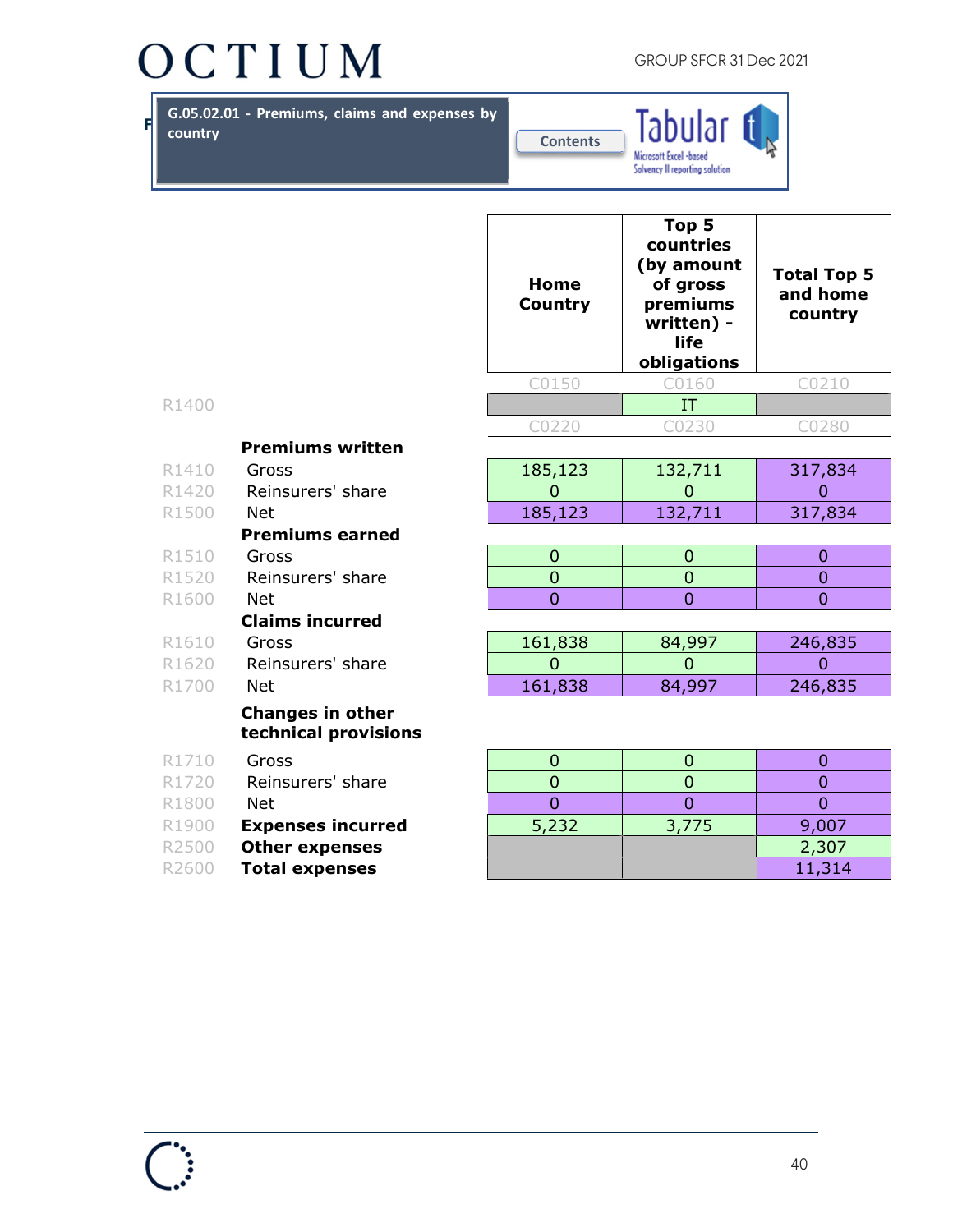G.05.02.01 - Premiums, claims and expenses by country

| | | Home Country | Top 5 countries (by amount of gross premiums written) - life obligations | Total Top 5 and home country |
|---|---|---|---|---|
| | | C0150 | C0160 | C0210 |
| R1400 | | | IT | |
| | | C0220 | C0230 | C0280 |
| | **Premiums written** | | | |
| R1410 | Gross | 185,123 | 132,711 | 317,834 |
| R1420 | Reinsurers' share | 0 | 0 | 0 |
| R1500 | Net | 185,123 | 132,711 | 317,834 |
| | **Premiums earned** | | | |
| R1510 | Gross | 0 | 0 | 0 |
| R1520 | Reinsurers' share | 0 | 0 | 0 |
| R1600 | Net | 0 | 0 | 0 |
| | **Claims incurred** | | | |
| R1610 | Gross | 161,838 | 84,997 | 246,835 |
| R1620 | Reinsurers' share | 0 | 0 | 0 |
| R1700 | Net | 161,838 | 84,997 | 246,835 |
| | **Changes in other technical provisions** | | | |
| R1710 | Gross | 0 | 0 | 0 |
| R1720 | Reinsurers' share | 0 | 0 | 0 |
| R1800 | Net | 0 | 0 | 0 |
| R1900 | **Expenses incurred** | 5,232 | 3,775 | 9,007 |
| R2500 | **Other expenses** | | | 2,307 |
| R2600 | **Total expenses** | | | 11,314 |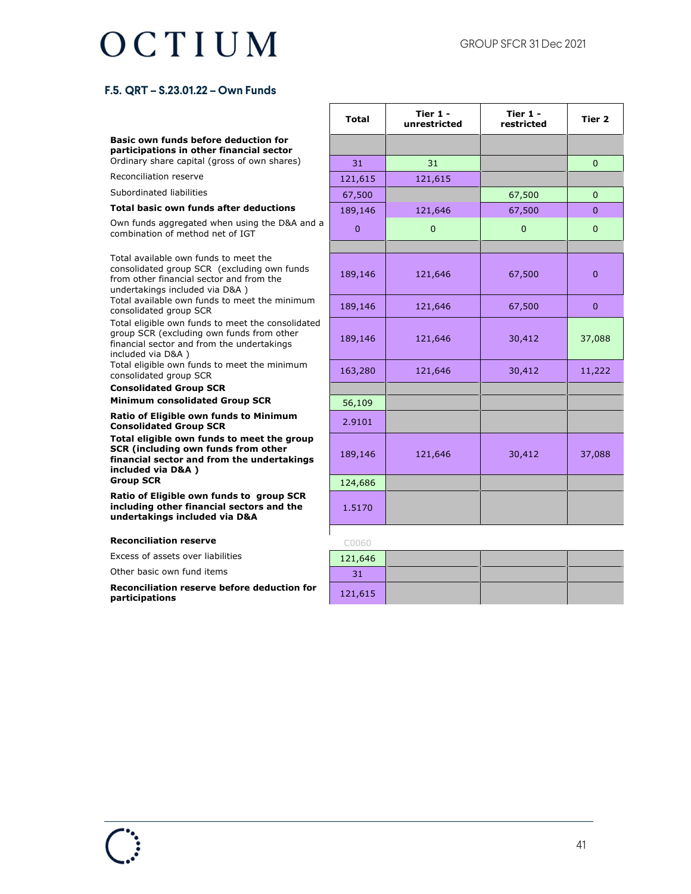### F.5. QRT – S.23.01.22 – Own Funds

| | Total | Tier 1 - unrestricted | Tier 1 - restricted | Tier 2 |
|---|---|---|---|---|
| **Basic own funds before deduction for participations in other financial sector** | | | | |
| Ordinary share capital (gross of own shares) | 31 | 31 | | 0 |
| Reconciliation reserve | 121,615 | 121,615 | | |
| Subordinated liabilities | 67,500 | | 67,500 | 0 |
| **Total basic own funds after deductions** | 189,146 | 121,646 | 67,500 | 0 |
| Own funds aggregated when using the D&A and a combination of method net of IGT | 0 | 0 | 0 | 0 |
| | | | | |
| Total available own funds to meet the consolidated group SCR (excluding own funds from other financial sector and from the undertakings included via D&A ) | 189,146 | 121,646 | 67,500 | 0 |
| Total available own funds to meet the minimum consolidated group SCR | 189,146 | 121,646 | 67,500 | 0 |
| Total eligible own funds to meet the consolidated group SCR (excluding own funds from other financial sector and from the undertakings included via D&A ) | 189,146 | 121,646 | 30,412 | 37,088 |
| Total eligible own funds to meet the minimum consolidated group SCR | 163,280 | 121,646 | 30,412 | 11,222 |
| **Consolidated Group SCR** | | | | |
| **Minimum consolidated Group SCR** | 56,109 | | | |
| **Ratio of Eligible own funds to Minimum Consolidated Group SCR** | 2.9101 | | | |
| **Total eligible own funds to meet the group SCR (including own funds from other financial sector and from the undertakings included via D&A )** | 189,146 | 121,646 | 30,412 | 37,088 |
| **Group SCR** | 124,686 | | | |
| **Ratio of Eligible own funds to group SCR including other financial sectors and the undertakings included via D&A** | 1.5170 | | | |

| **Reconciliation reserve** | C0060 |
|---|---|
| Excess of assets over liabilities | 121,646 |
| Other basic own fund items | 31 |
| **Reconciliation reserve before deduction for participations** | 121,615 |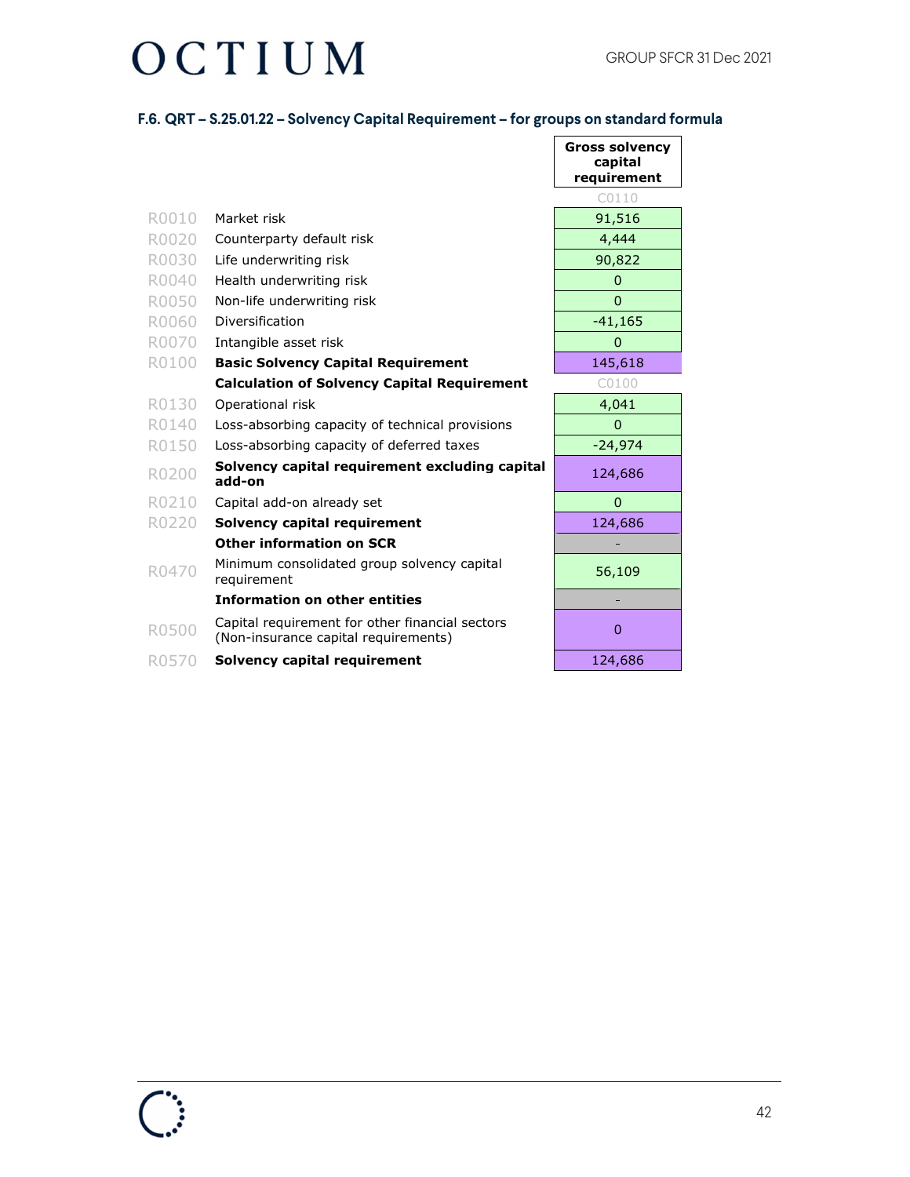### F.6. QRT – S.25.01.22 – Solvency Capital Requirement – for groups on standard formula

| | | Gross solvency capital requirement |
|---|---|---|
| | | C0110 |
| R0010 | Market risk | 91,516 |
| R0020 | Counterparty default risk | 4,444 |
| R0030 | Life underwriting risk | 90,822 |
| R0040 | Health underwriting risk | 0 |
| R0050 | Non-life underwriting risk | 0 |
| R0060 | Diversification | -41,165 |
| R0070 | Intangible asset risk | 0 |
| R0100 | **Basic Solvency Capital Requirement** | 145,618 |
| | **Calculation of Solvency Capital Requirement** | C0100 |
| R0130 | Operational risk | 4,041 |
| R0140 | Loss-absorbing capacity of technical provisions | 0 |
| R0150 | Loss-absorbing capacity of deferred taxes | -24,974 |
| R0200 | **Solvency capital requirement excluding capital add-on** | 124,686 |
| R0210 | Capital add-on already set | 0 |
| R0220 | **Solvency capital requirement** | 124,686 |
| | **Other information on SCR** | - |
| R0470 | Minimum consolidated group solvency capital requirement | 56,109 |
| | **Information on other entities** | - |
| R0500 | Capital requirement for other financial sectors (Non-insurance capital requirements) | 0 |
| R0570 | **Solvency capital requirement** | 124,686 |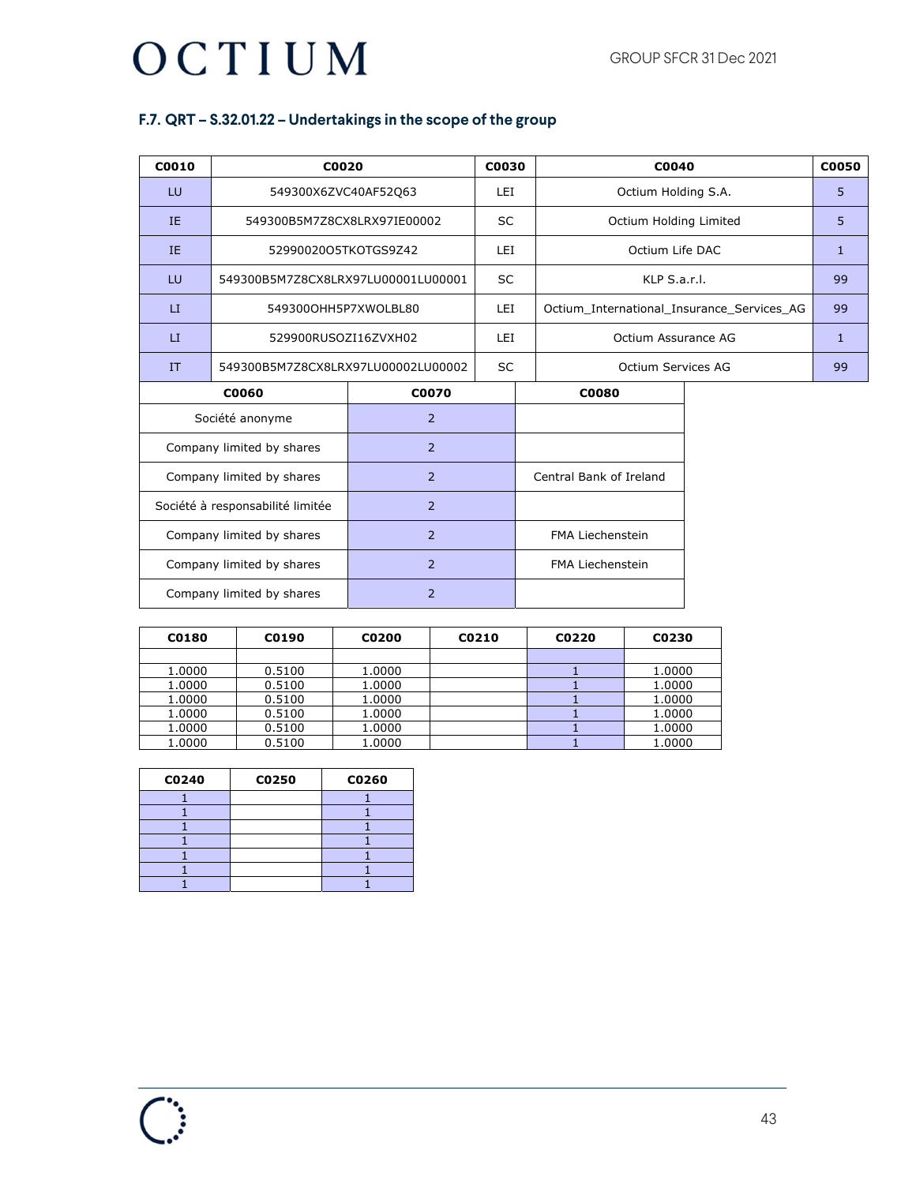## F.7. QRT – S.32.01.22 – Undertakings in the scope of the group

| C0010 | C0020 | C0030 | C0040 | C0050 |
|---|---|---|---|---|
| LU | 549300X6ZVC40AF52Q63 | LEI | Octium Holding S.A. | 5 |
| IE | 549300B5M7Z8CX8LRX97IE00002 | SC | Octium Holding Limited | 5 |
| IE | 52990020O5TKOTGS9Z42 | LEI | Octium Life DAC | 1 |
| LU | 549300B5M7Z8CX8LRX97LU00001LU00001 | SC | KLP S.a.r.l. | 99 |
| LI | 549300OHH5P7XWOLBL80 | LEI | Octium_International_Insurance_Services_AG | 99 |
| LI | 529900RUSOZI16ZVXH02 | LEI | Octium Assurance AG | 1 |
| IT | 549300B5M7Z8CX8LRX97LU00002LU00002 | SC | Octium Services AG | 99 |

| C0060 | C0070 | C0080 |
|---|---|---|
| Société anonyme | 2 | |
| Company limited by shares | 2 | |
| Company limited by shares | 2 | Central Bank of Ireland |
| Société à responsabilité limitée | 2 | |
| Company limited by shares | 2 | FMA Liechenstein |
| Company limited by shares | 2 | FMA Liechenstein |
| Company limited by shares | 2 | |

| C0180 | C0190 | C0200 | C0210 | C0220 | C0230 |
|---|---|---|---|---|---|
| | | | | | |
| 1.0000 | 0.5100 | 1.0000 | | 1 | 1.0000 |
| 1.0000 | 0.5100 | 1.0000 | | 1 | 1.0000 |
| 1.0000 | 0.5100 | 1.0000 | | 1 | 1.0000 |
| 1.0000 | 0.5100 | 1.0000 | | 1 | 1.0000 |
| 1.0000 | 0.5100 | 1.0000 | | 1 | 1.0000 |
| 1.0000 | 0.5100 | 1.0000 | | 1 | 1.0000 |

| C0240 | C0250 | C0260 |
|---|---|---|
| 1 | | 1 |
| 1 | | 1 |
| 1 | | 1 |
| 1 | | 1 |
| 1 | | 1 |
| 1 | | 1 |
| 1 | | 1 |